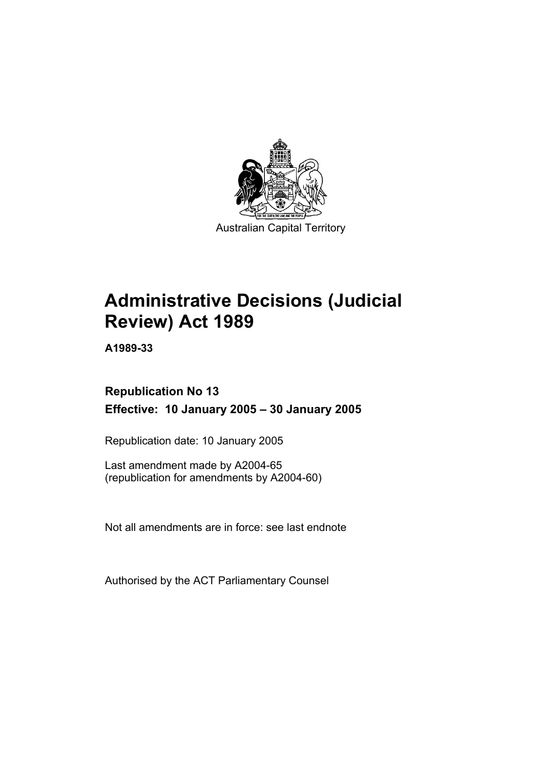Australian Capital Territory

# Administrative Decisions (Judicial Review) Act 1989

**A1989-33**

**Republication No 13**
**Effective: 10 January 2005 – 30 January 2005**

Republication date: 10 January 2005

Last amendment made by A2004-65
(republication for amendments by A2004-60)

Not all amendments are in force: see last endnote

Authorised by the ACT Parliamentary Counsel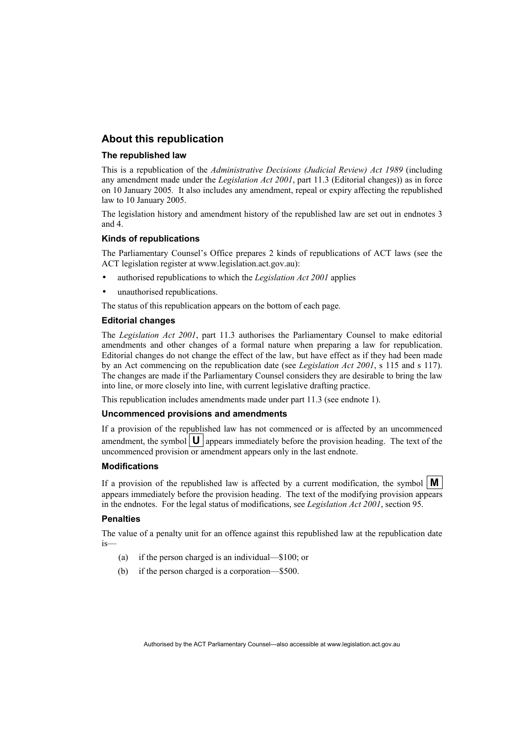## About this republication

### The republished law

This is a republication of the *Administrative Decisions (Judicial Review) Act 1989* (including any amendment made under the *Legislation Act 2001*, part 11.3 (Editorial changes)) as in force on 10 January 2005. It also includes any amendment, repeal or expiry affecting the republished law to 10 January 2005.

The legislation history and amendment history of the republished law are set out in endnotes 3 and 4.

### Kinds of republications

The Parliamentary Counsel's Office prepares 2 kinds of republications of ACT laws (see the ACT legislation register at www.legislation.act.gov.au):

- authorised republications to which the *Legislation Act 2001* applies
- unauthorised republications.

The status of this republication appears on the bottom of each page.

### Editorial changes

The *Legislation Act 2001*, part 11.3 authorises the Parliamentary Counsel to make editorial amendments and other changes of a formal nature when preparing a law for republication. Editorial changes do not change the effect of the law, but have effect as if they had been made by an Act commencing on the republication date (see *Legislation Act 2001*, s 115 and s 117). The changes are made if the Parliamentary Counsel considers they are desirable to bring the law into line, or more closely into line, with current legislative drafting practice.

This republication includes amendments made under part 11.3 (see endnote 1).

### Uncommenced provisions and amendments

If a provision of the republished law has not commenced or is affected by an uncommenced amendment, the symbol **U** appears immediately before the provision heading. The text of the uncommenced provision or amendment appears only in the last endnote.

### Modifications

If a provision of the republished law is affected by a current modification, the symbol **M** appears immediately before the provision heading. The text of the modifying provision appears in the endnotes. For the legal status of modifications, see *Legislation Act 2001*, section 95.

### Penalties

The value of a penalty unit for an offence against this republished law at the republication date is—

(a) if the person charged is an individual—$100; or

(b) if the person charged is a corporation—$500.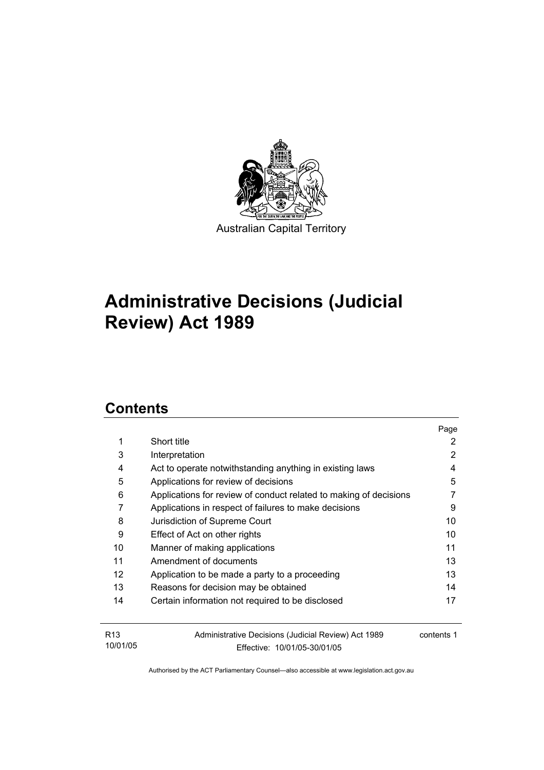Australian Capital Territory

# Administrative Decisions (Judicial Review) Act 1989

## Contents

| | | Page |
|---|---|---|
| 1 | Short title | 2 |
| 3 | Interpretation | 2 |
| 4 | Act to operate notwithstanding anything in existing laws | 4 |
| 5 | Applications for review of decisions | 5 |
| 6 | Applications for review of conduct related to making of decisions | 7 |
| 7 | Applications in respect of failures to make decisions | 9 |
| 8 | Jurisdiction of Supreme Court | 10 |
| 9 | Effect of Act on other rights | 10 |
| 10 | Manner of making applications | 11 |
| 11 | Amendment of documents | 13 |
| 12 | Application to be made a party to a proceeding | 13 |
| 13 | Reasons for decision may be obtained | 14 |
| 14 | Certain information not required to be disclosed | 17 |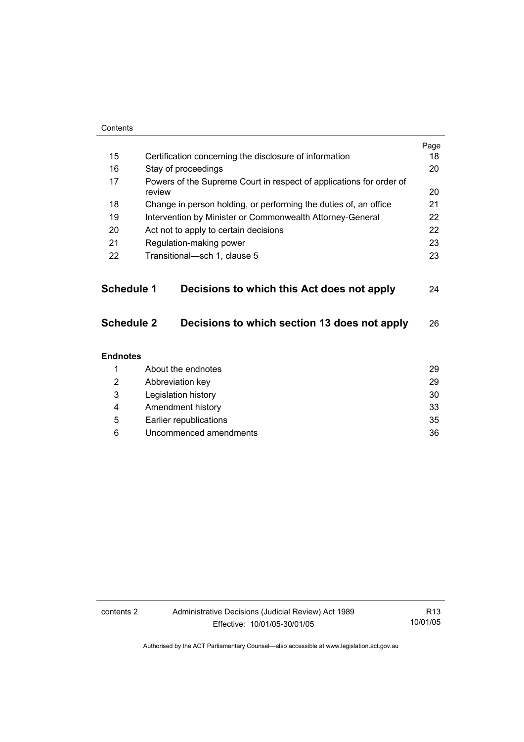| | | Page |
|---|---|---|
| 15 | Certification concerning the disclosure of information | 18 |
| 16 | Stay of proceedings | 20 |
| 17 | Powers of the Supreme Court in respect of applications for order of review | 20 |
| 18 | Change in person holding, or performing the duties of, an office | 21 |
| 19 | Intervention by Minister or Commonwealth Attorney-General | 22 |
| 20 | Act not to apply to certain decisions | 22 |
| 21 | Regulation-making power | 23 |
| 22 | Transitional—sch 1, clause 5 | 23 |

**Schedule 1 Decisions to which this Act does not apply** 24

**Schedule 2 Decisions to which section 13 does not apply** 26

**Endnotes**

| | | |
|---|---|---|
| 1 | About the endnotes | 29 |
| 2 | Abbreviation key | 29 |
| 3 | Legislation history | 30 |
| 4 | Amendment history | 33 |
| 5 | Earlier republications | 35 |
| 6 | Uncommenced amendments | 36 |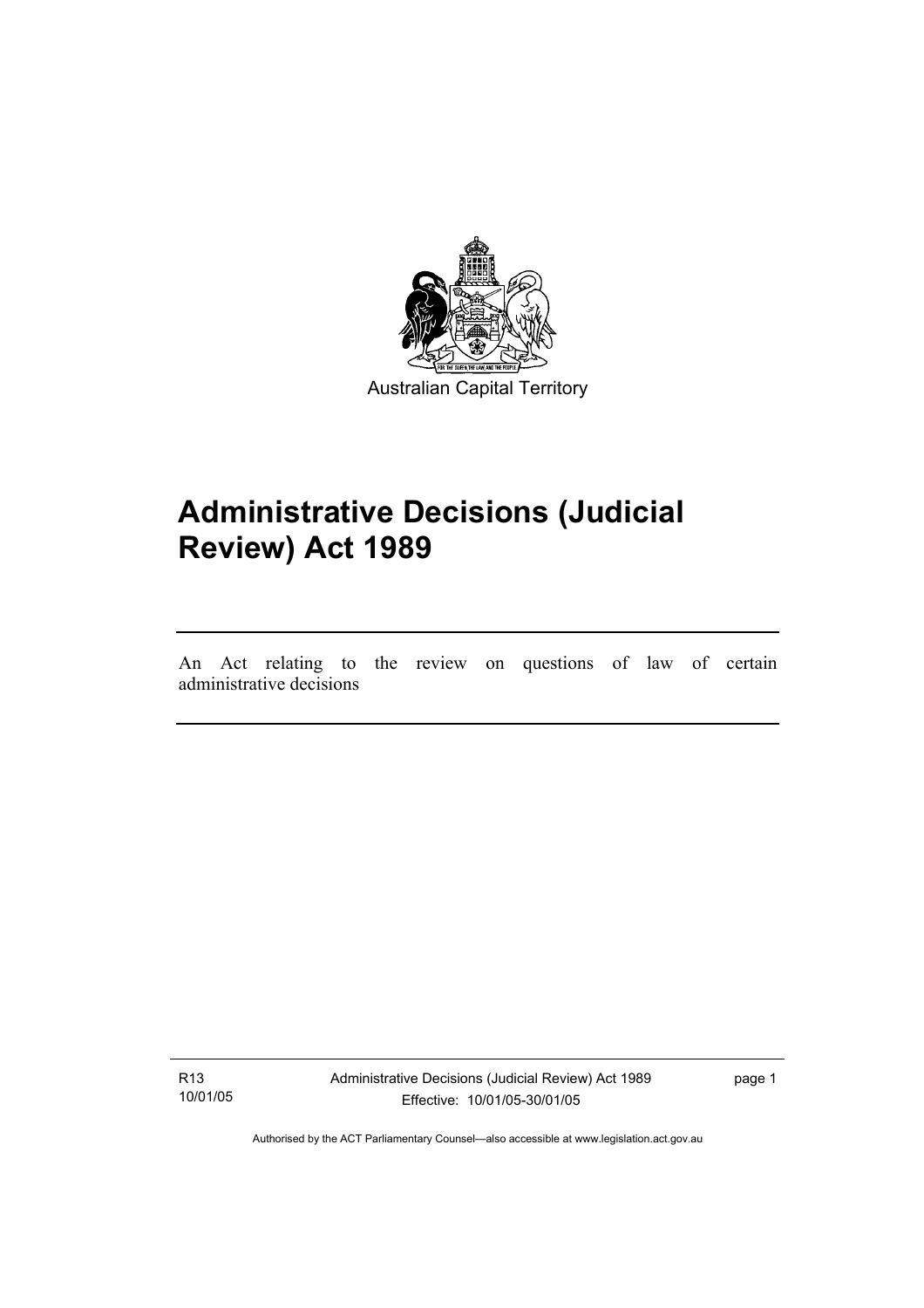Australian Capital Territory

# Administrative Decisions (Judicial Review) Act 1989

An Act relating to the review on questions of law of certain administrative decisions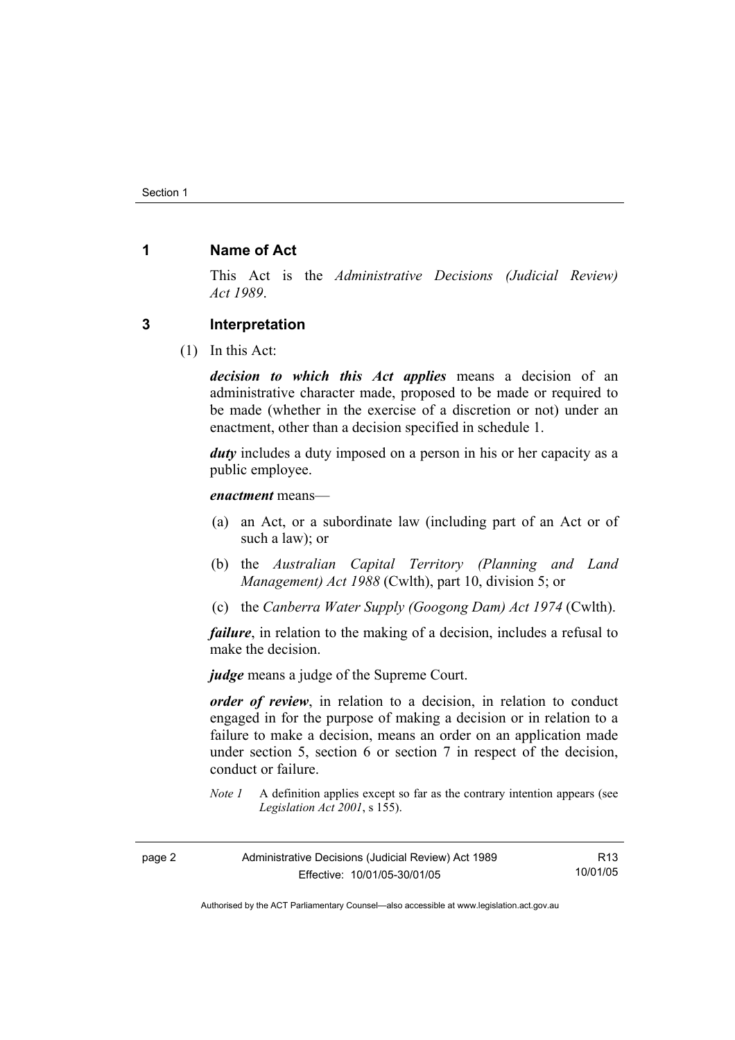## 1 Name of Act

This Act is the *Administrative Decisions (Judicial Review) Act 1989*.

## 3 Interpretation

(1) In this Act:

***decision to which this Act applies*** means a decision of an administrative character made, proposed to be made or required to be made (whether in the exercise of a discretion or not) under an enactment, other than a decision specified in schedule 1.

***duty*** includes a duty imposed on a person in his or her capacity as a public employee.

***enactment*** means—

(a) an Act, or a subordinate law (including part of an Act or of such a law); or

(b) the *Australian Capital Territory (Planning and Land Management) Act 1988* (Cwlth), part 10, division 5; or

(c) the *Canberra Water Supply (Googong Dam) Act 1974* (Cwlth).

***failure***, in relation to the making of a decision, includes a refusal to make the decision.

***judge*** means a judge of the Supreme Court.

***order of review***, in relation to a decision, in relation to conduct engaged in for the purpose of making a decision or in relation to a failure to make a decision, means an order on an application made under section 5, section 6 or section 7 in respect of the decision, conduct or failure.

*Note 1* A definition applies except so far as the contrary intention appears (see *Legislation Act 2001*, s 155).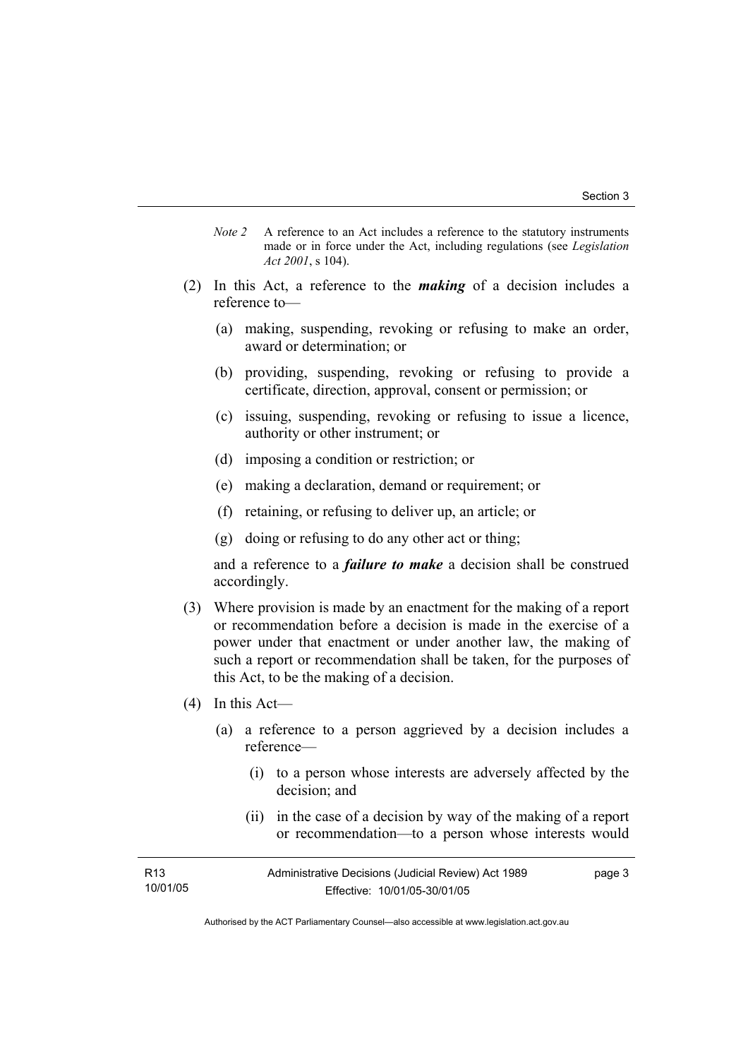*Note 2* A reference to an Act includes a reference to the statutory instruments made or in force under the Act, including regulations (see *Legislation Act 2001*, s 104).

(2) In this Act, a reference to the ***making*** of a decision includes a reference to—

(a) making, suspending, revoking or refusing to make an order, award or determination; or

(b) providing, suspending, revoking or refusing to provide a certificate, direction, approval, consent or permission; or

(c) issuing, suspending, revoking or refusing to issue a licence, authority or other instrument; or

(d) imposing a condition or restriction; or

(e) making a declaration, demand or requirement; or

(f) retaining, or refusing to deliver up, an article; or

(g) doing or refusing to do any other act or thing;

and a reference to a ***failure to make*** a decision shall be construed accordingly.

(3) Where provision is made by an enactment for the making of a report or recommendation before a decision is made in the exercise of a power under that enactment or under another law, the making of such a report or recommendation shall be taken, for the purposes of this Act, to be the making of a decision.

(4) In this Act—

(a) a reference to a person aggrieved by a decision includes a reference—

(i) to a person whose interests are adversely affected by the decision; and

(ii) in the case of a decision by way of the making of a report or recommendation—to a person whose interests would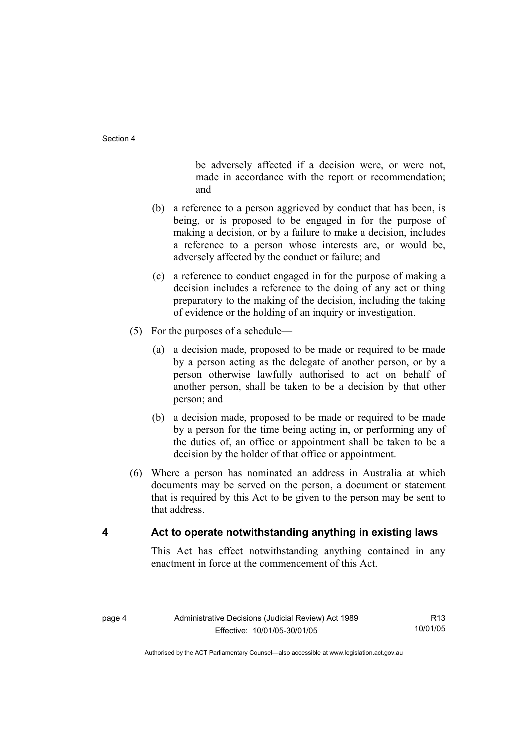be adversely affected if a decision were, or were not, made in accordance with the report or recommendation; and

(b) a reference to a person aggrieved by conduct that has been, is being, or is proposed to be engaged in for the purpose of making a decision, or by a failure to make a decision, includes a reference to a person whose interests are, or would be, adversely affected by the conduct or failure; and

(c) a reference to conduct engaged in for the purpose of making a decision includes a reference to the doing of any act or thing preparatory to the making of the decision, including the taking of evidence or the holding of an inquiry or investigation.

(5) For the purposes of a schedule—

(a) a decision made, proposed to be made or required to be made by a person acting as the delegate of another person, or by a person otherwise lawfully authorised to act on behalf of another person, shall be taken to be a decision by that other person; and

(b) a decision made, proposed to be made or required to be made by a person for the time being acting in, or performing any of the duties of, an office or appointment shall be taken to be a decision by the holder of that office or appointment.

(6) Where a person has nominated an address in Australia at which documents may be served on the person, a document or statement that is required by this Act to be given to the person may be sent to that address.

## 4 Act to operate notwithstanding anything in existing laws

This Act has effect notwithstanding anything contained in any enactment in force at the commencement of this Act.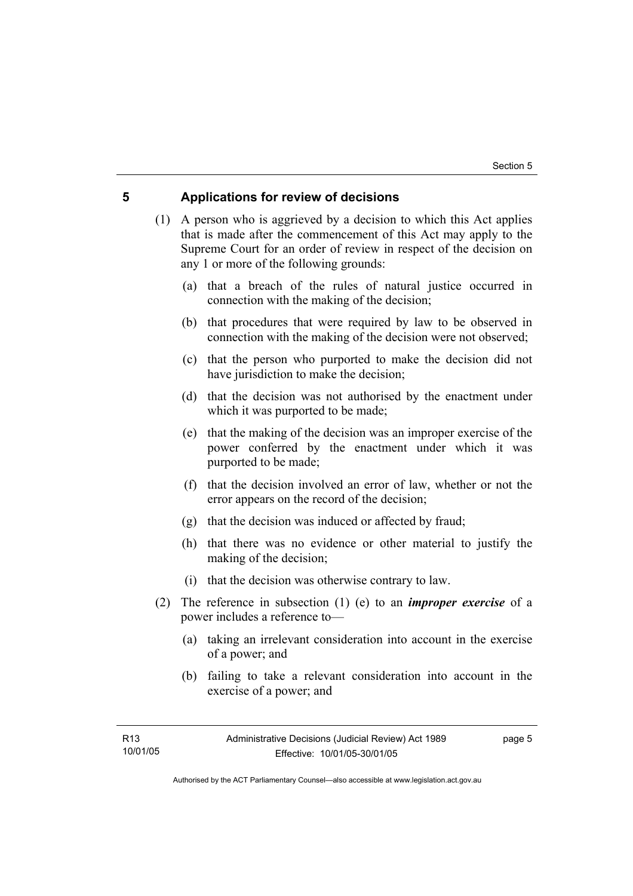## 5 Applications for review of decisions

(1) A person who is aggrieved by a decision to which this Act applies that is made after the commencement of this Act may apply to the Supreme Court for an order of review in respect of the decision on any 1 or more of the following grounds:

(a) that a breach of the rules of natural justice occurred in connection with the making of the decision;

(b) that procedures that were required by law to be observed in connection with the making of the decision were not observed;

(c) that the person who purported to make the decision did not have jurisdiction to make the decision;

(d) that the decision was not authorised by the enactment under which it was purported to be made;

(e) that the making of the decision was an improper exercise of the power conferred by the enactment under which it was purported to be made;

(f) that the decision involved an error of law, whether or not the error appears on the record of the decision;

(g) that the decision was induced or affected by fraud;

(h) that there was no evidence or other material to justify the making of the decision;

(i) that the decision was otherwise contrary to law.

(2) The reference in subsection (1) (e) to an ***improper exercise*** of a power includes a reference to—

(a) taking an irrelevant consideration into account in the exercise of a power; and

(b) failing to take a relevant consideration into account in the exercise of a power; and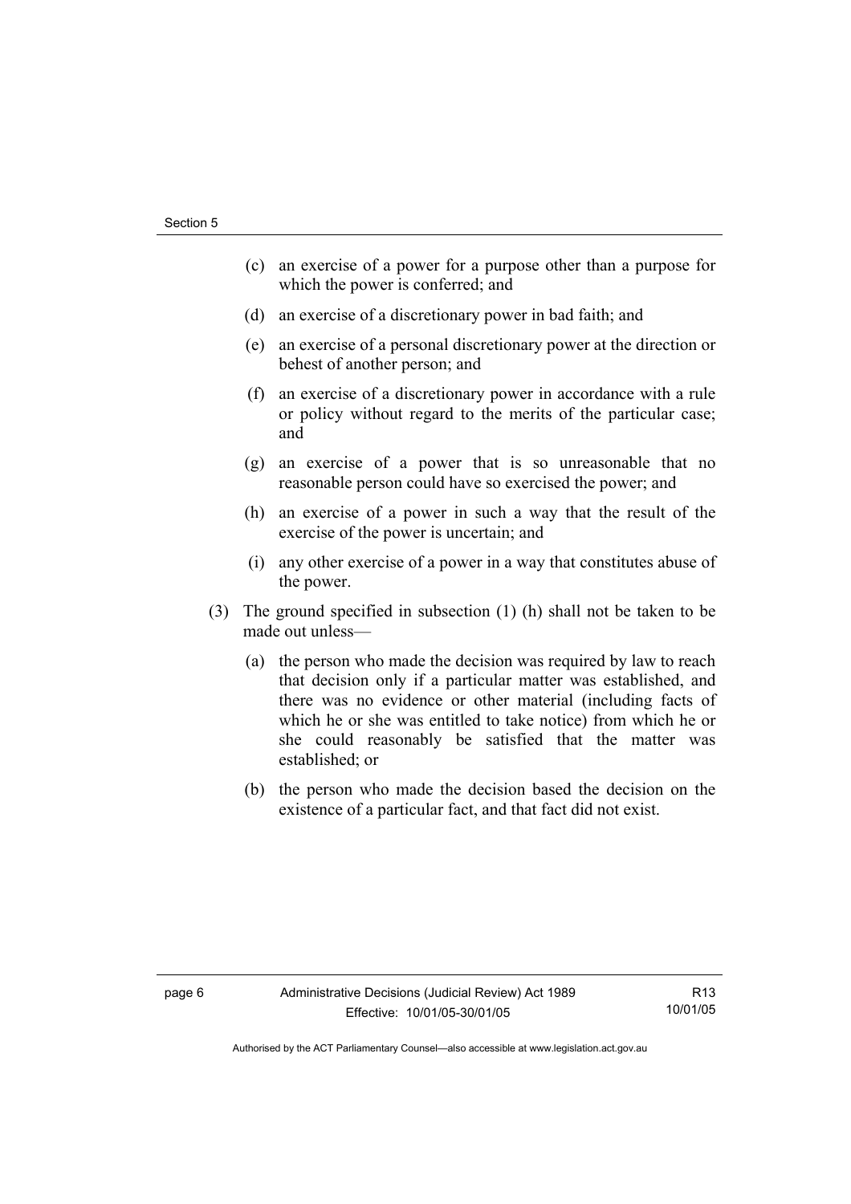(c) an exercise of a power for a purpose other than a purpose for which the power is conferred; and

(d) an exercise of a discretionary power in bad faith; and

(e) an exercise of a personal discretionary power at the direction or behest of another person; and

(f) an exercise of a discretionary power in accordance with a rule or policy without regard to the merits of the particular case; and

(g) an exercise of a power that is so unreasonable that no reasonable person could have so exercised the power; and

(h) an exercise of a power in such a way that the result of the exercise of the power is uncertain; and

(i) any other exercise of a power in a way that constitutes abuse of the power.

(3) The ground specified in subsection (1) (h) shall not be taken to be made out unless—

(a) the person who made the decision was required by law to reach that decision only if a particular matter was established, and there was no evidence or other material (including facts of which he or she was entitled to take notice) from which he or she could reasonably be satisfied that the matter was established; or

(b) the person who made the decision based the decision on the existence of a particular fact, and that fact did not exist.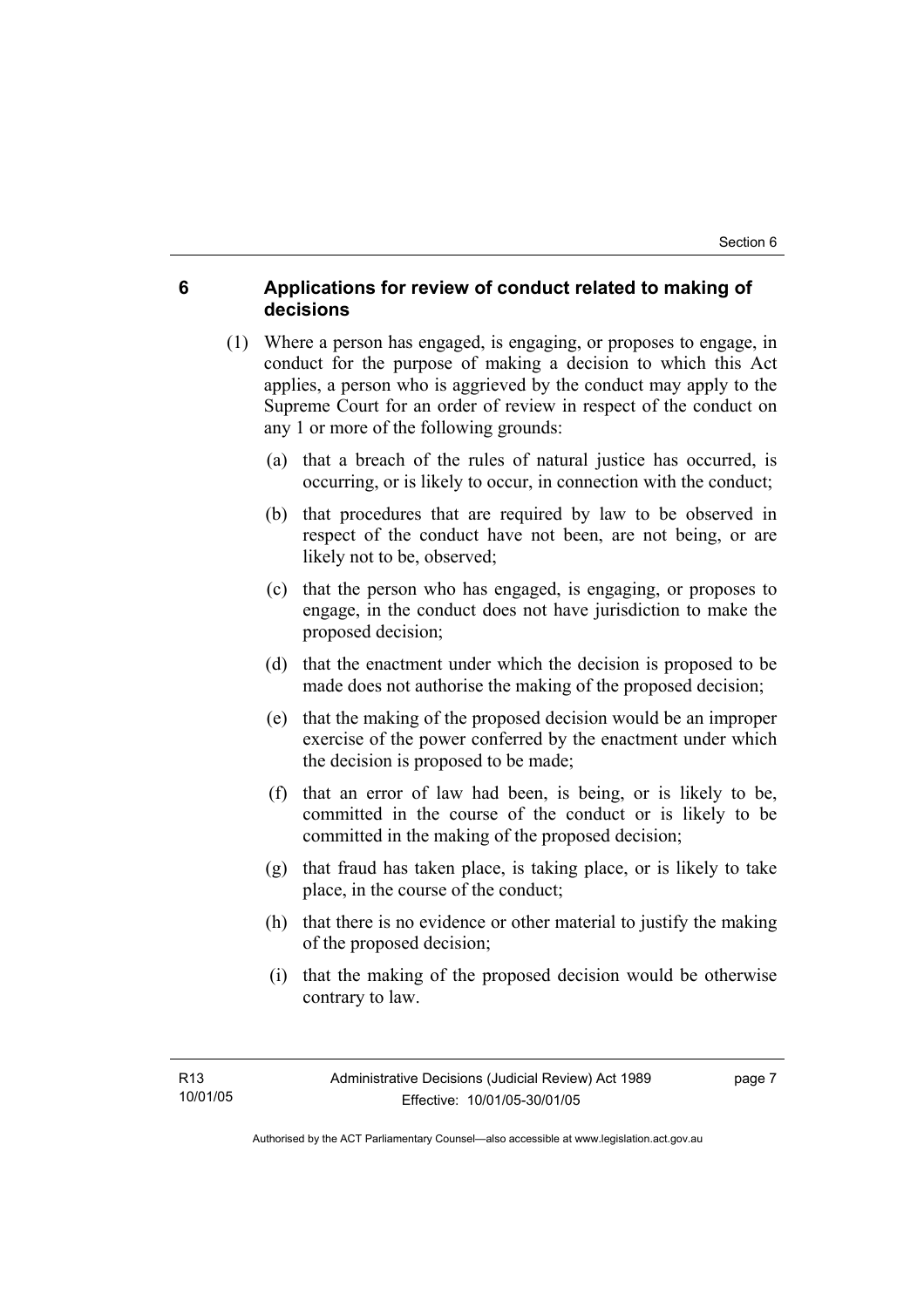## 6 Applications for review of conduct related to making of decisions

(1) Where a person has engaged, is engaging, or proposes to engage, in conduct for the purpose of making a decision to which this Act applies, a person who is aggrieved by the conduct may apply to the Supreme Court for an order of review in respect of the conduct on any 1 or more of the following grounds:

(a) that a breach of the rules of natural justice has occurred, is occurring, or is likely to occur, in connection with the conduct;

(b) that procedures that are required by law to be observed in respect of the conduct have not been, are not being, or are likely not to be, observed;

(c) that the person who has engaged, is engaging, or proposes to engage, in the conduct does not have jurisdiction to make the proposed decision;

(d) that the enactment under which the decision is proposed to be made does not authorise the making of the proposed decision;

(e) that the making of the proposed decision would be an improper exercise of the power conferred by the enactment under which the decision is proposed to be made;

(f) that an error of law had been, is being, or is likely to be, committed in the course of the conduct or is likely to be committed in the making of the proposed decision;

(g) that fraud has taken place, is taking place, or is likely to take place, in the course of the conduct;

(h) that there is no evidence or other material to justify the making of the proposed decision;

(i) that the making of the proposed decision would be otherwise contrary to law.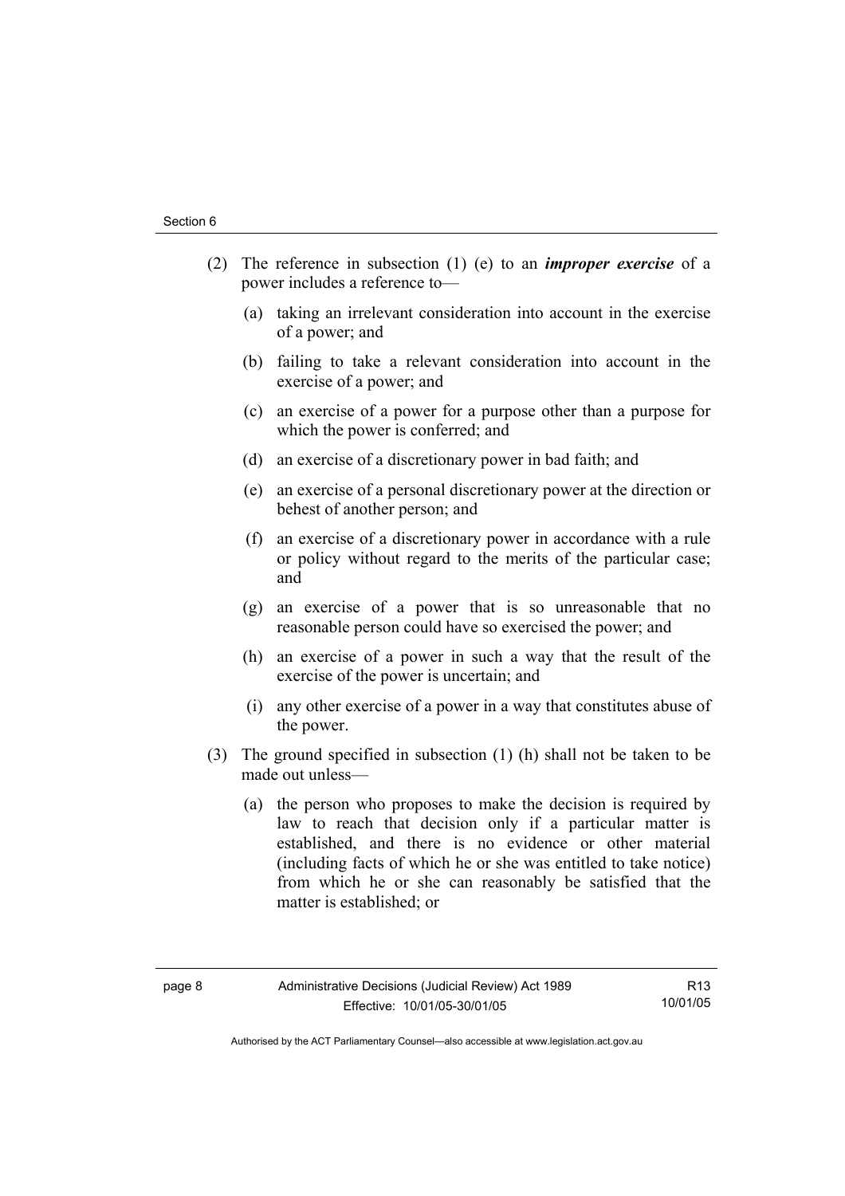(2) The reference in subsection (1) (e) to an ***improper exercise*** of a power includes a reference to—

(a) taking an irrelevant consideration into account in the exercise of a power; and

(b) failing to take a relevant consideration into account in the exercise of a power; and

(c) an exercise of a power for a purpose other than a purpose for which the power is conferred; and

(d) an exercise of a discretionary power in bad faith; and

(e) an exercise of a personal discretionary power at the direction or behest of another person; and

(f) an exercise of a discretionary power in accordance with a rule or policy without regard to the merits of the particular case; and

(g) an exercise of a power that is so unreasonable that no reasonable person could have so exercised the power; and

(h) an exercise of a power in such a way that the result of the exercise of the power is uncertain; and

(i) any other exercise of a power in a way that constitutes abuse of the power.

(3) The ground specified in subsection (1) (h) shall not be taken to be made out unless—

(a) the person who proposes to make the decision is required by law to reach that decision only if a particular matter is established, and there is no evidence or other material (including facts of which he or she was entitled to take notice) from which he or she can reasonably be satisfied that the matter is established; or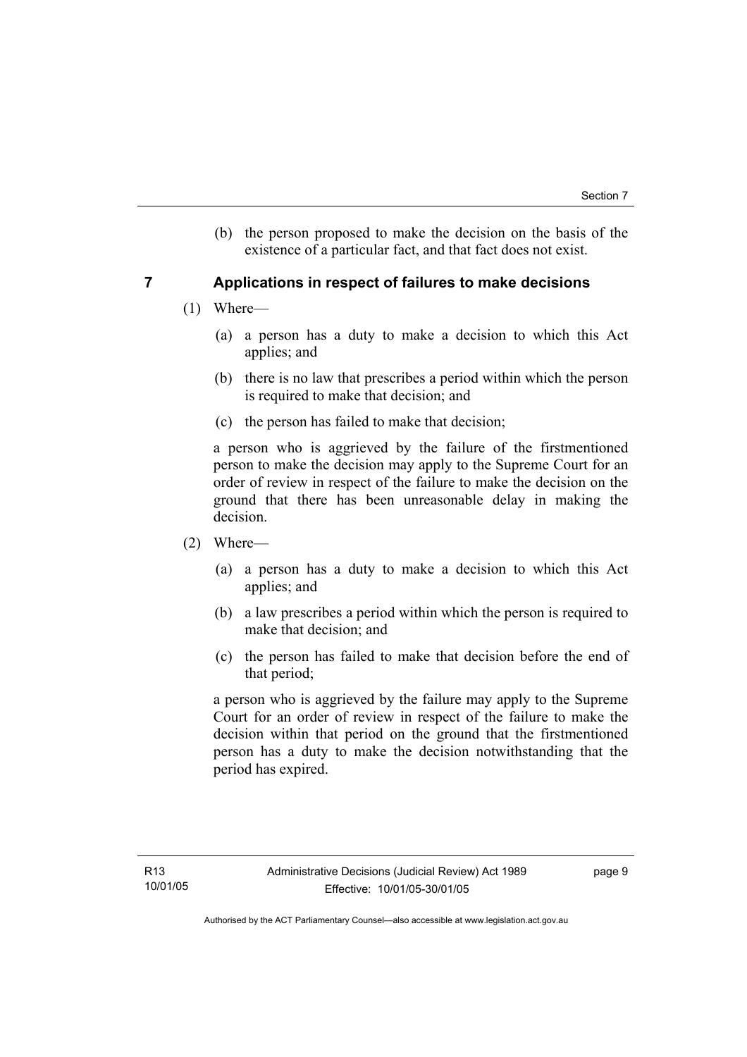(b) the person proposed to make the decision on the basis of the existence of a particular fact, and that fact does not exist.

## 7 Applications in respect of failures to make decisions

(1) Where—

(a) a person has a duty to make a decision to which this Act applies; and

(b) there is no law that prescribes a period within which the person is required to make that decision; and

(c) the person has failed to make that decision;

a person who is aggrieved by the failure of the firstmentioned person to make the decision may apply to the Supreme Court for an order of review in respect of the failure to make the decision on the ground that there has been unreasonable delay in making the decision.

(2) Where—

(a) a person has a duty to make a decision to which this Act applies; and

(b) a law prescribes a period within which the person is required to make that decision; and

(c) the person has failed to make that decision before the end of that period;

a person who is aggrieved by the failure may apply to the Supreme Court for an order of review in respect of the failure to make the decision within that period on the ground that the firstmentioned person has a duty to make the decision notwithstanding that the period has expired.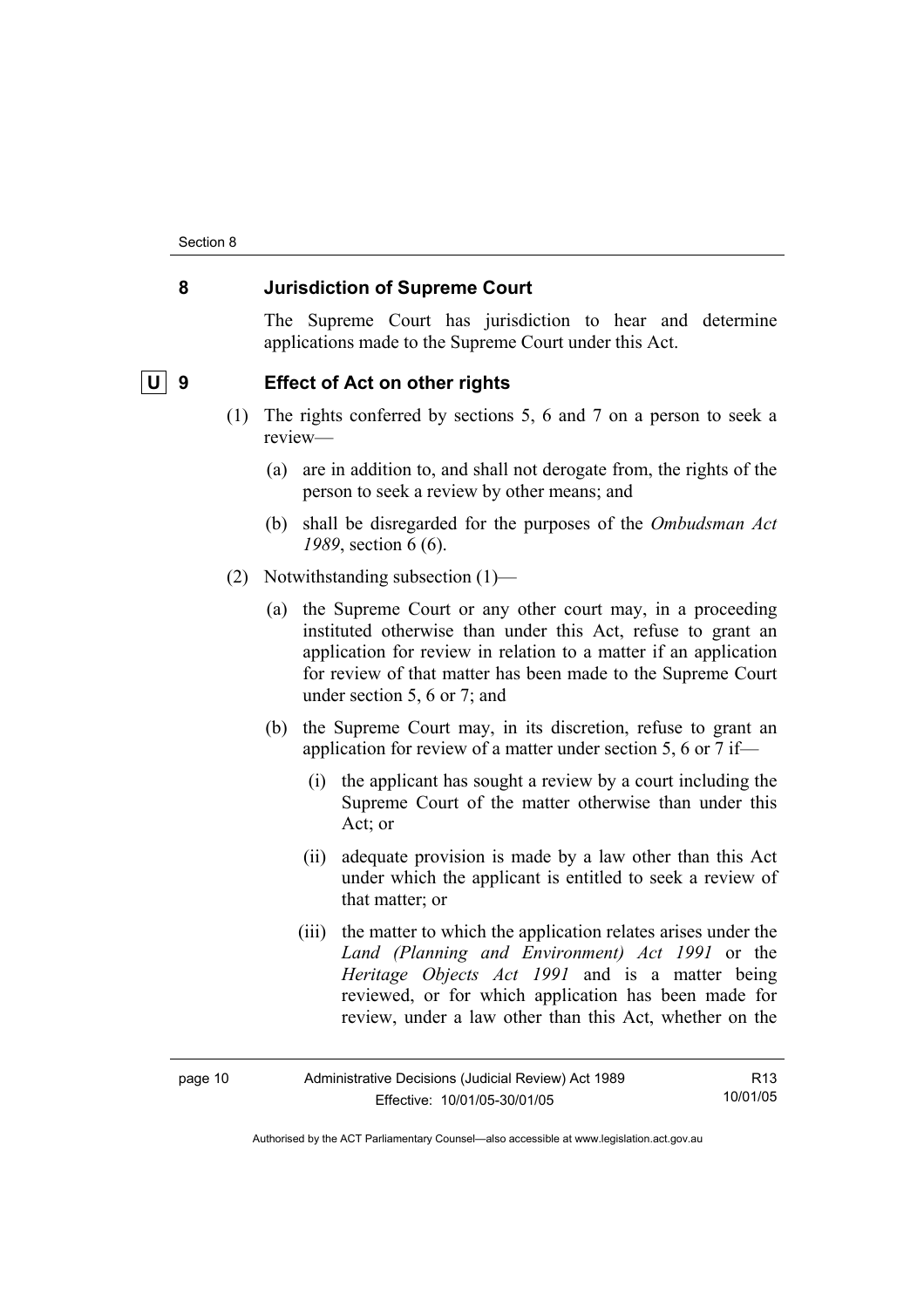## 8 Jurisdiction of Supreme Court

The Supreme Court has jurisdiction to hear and determine applications made to the Supreme Court under this Act.

## 9 Effect of Act on other rights

(1) The rights conferred by sections 5, 6 and 7 on a person to seek a review—

(a) are in addition to, and shall not derogate from, the rights of the person to seek a review by other means; and

(b) shall be disregarded for the purposes of the *Ombudsman Act 1989*, section 6 (6).

(2) Notwithstanding subsection (1)—

(a) the Supreme Court or any other court may, in a proceeding instituted otherwise than under this Act, refuse to grant an application for review in relation to a matter if an application for review of that matter has been made to the Supreme Court under section 5, 6 or 7; and

(b) the Supreme Court may, in its discretion, refuse to grant an application for review of a matter under section 5, 6 or 7 if—

(i) the applicant has sought a review by a court including the Supreme Court of the matter otherwise than under this Act; or

(ii) adequate provision is made by a law other than this Act under which the applicant is entitled to seek a review of that matter; or

(iii) the matter to which the application relates arises under the *Land (Planning and Environment) Act 1991* or the *Heritage Objects Act 1991* and is a matter being reviewed, or for which application has been made for review, under a law other than this Act, whether on the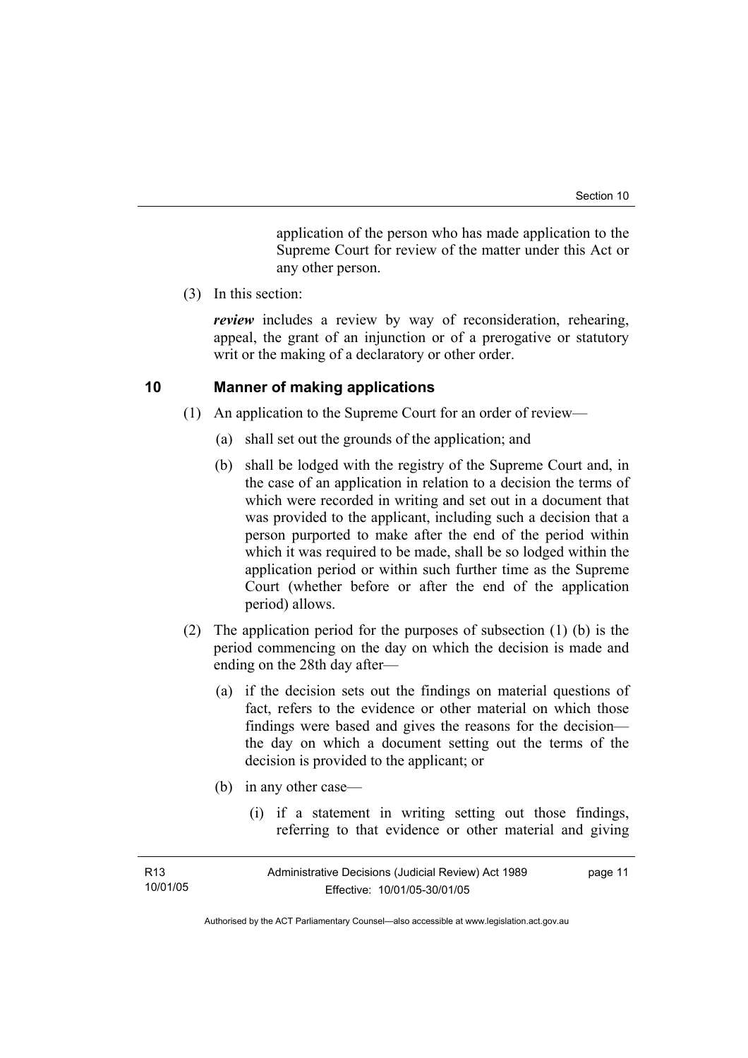application of the person who has made application to the Supreme Court for review of the matter under this Act or any other person.

(3) In this section:

***review*** includes a review by way of reconsideration, rehearing, appeal, the grant of an injunction or of a prerogative or statutory writ or the making of a declaratory or other order.

## 10 Manner of making applications

(1) An application to the Supreme Court for an order of review—

(a) shall set out the grounds of the application; and

(b) shall be lodged with the registry of the Supreme Court and, in the case of an application in relation to a decision the terms of which were recorded in writing and set out in a document that was provided to the applicant, including such a decision that a person purported to make after the end of the period within which it was required to be made, shall be so lodged within the application period or within such further time as the Supreme Court (whether before or after the end of the application period) allows.

(2) The application period for the purposes of subsection (1) (b) is the period commencing on the day on which the decision is made and ending on the 28th day after—

(a) if the decision sets out the findings on material questions of fact, refers to the evidence or other material on which those findings were based and gives the reasons for the decision—the day on which a document setting out the terms of the decision is provided to the applicant; or

(b) in any other case—

(i) if a statement in writing setting out those findings, referring to that evidence or other material and giving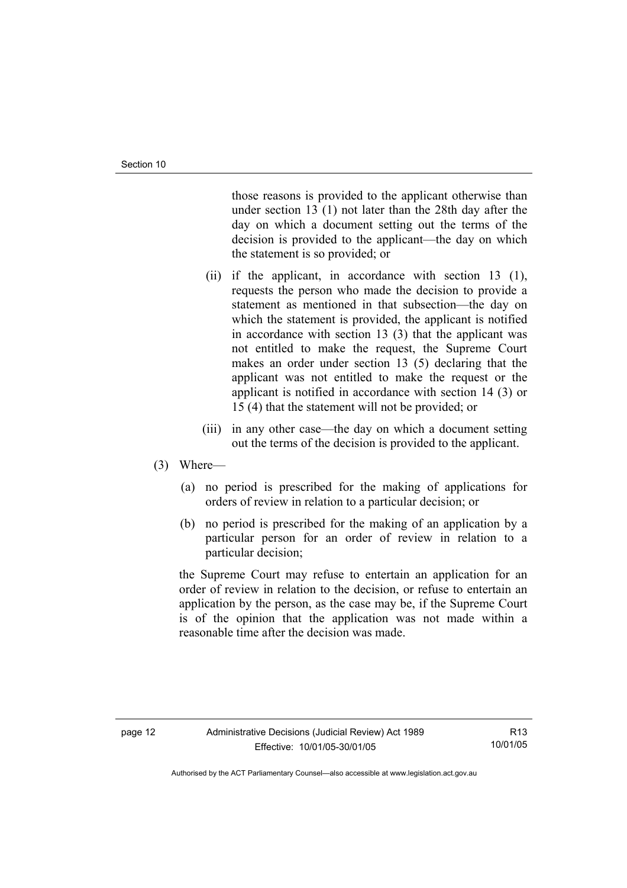those reasons is provided to the applicant otherwise than under section 13 (1) not later than the 28th day after the day on which a document setting out the terms of the decision is provided to the applicant—the day on which the statement is so provided; or

(ii) if the applicant, in accordance with section 13 (1), requests the person who made the decision to provide a statement as mentioned in that subsection—the day on which the statement is provided, the applicant is notified in accordance with section 13 (3) that the applicant was not entitled to make the request, the Supreme Court makes an order under section 13 (5) declaring that the applicant was not entitled to make the request or the applicant is notified in accordance with section 14 (3) or 15 (4) that the statement will not be provided; or

(iii) in any other case—the day on which a document setting out the terms of the decision is provided to the applicant.

(3) Where—

(a) no period is prescribed for the making of applications for orders of review in relation to a particular decision; or

(b) no period is prescribed for the making of an application by a particular person for an order of review in relation to a particular decision;

the Supreme Court may refuse to entertain an application for an order of review in relation to the decision, or refuse to entertain an application by the person, as the case may be, if the Supreme Court is of the opinion that the application was not made within a reasonable time after the decision was made.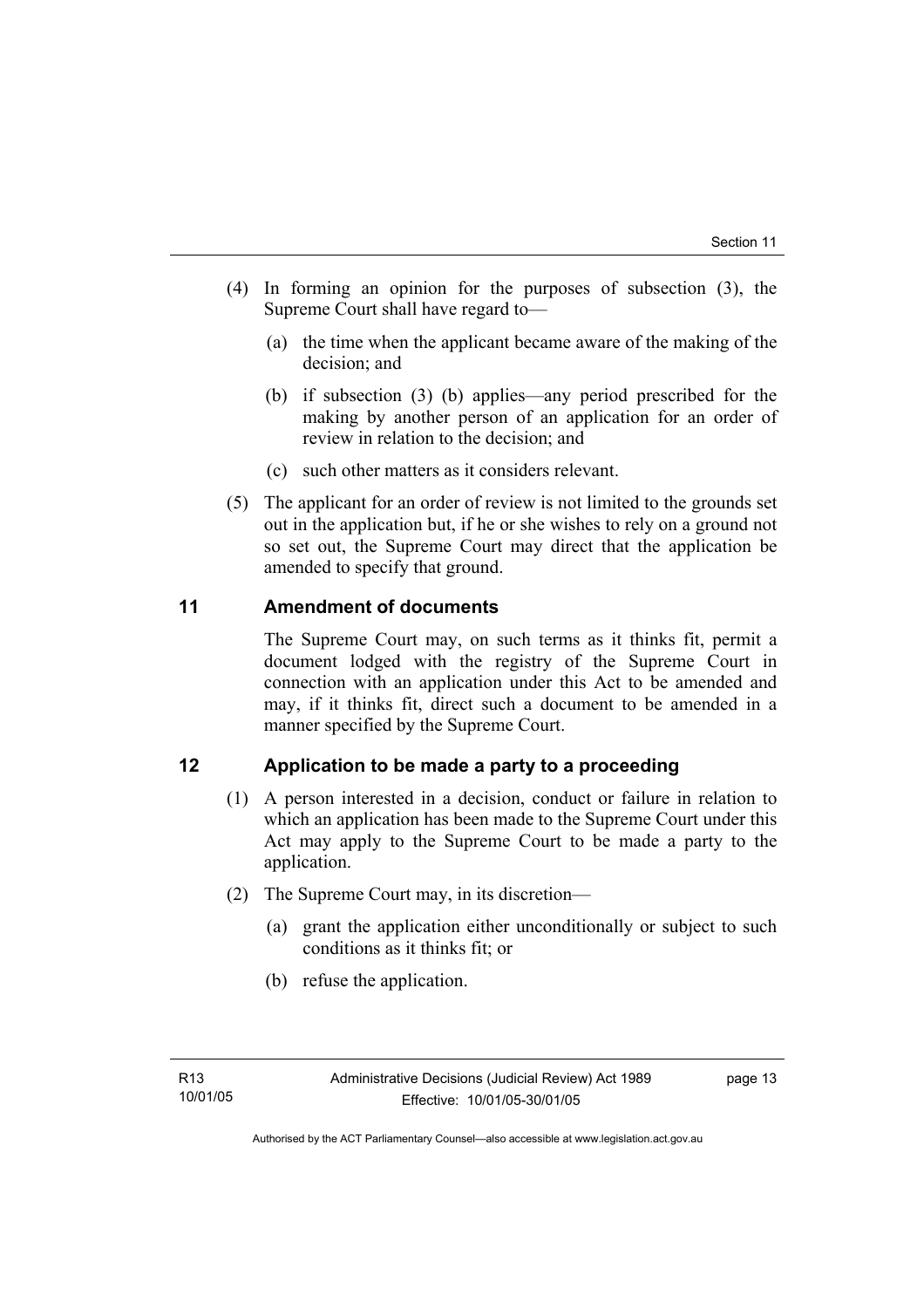(4) In forming an opinion for the purposes of subsection (3), the Supreme Court shall have regard to—

(a) the time when the applicant became aware of the making of the decision; and

(b) if subsection (3) (b) applies—any period prescribed for the making by another person of an application for an order of review in relation to the decision; and

(c) such other matters as it considers relevant.

(5) The applicant for an order of review is not limited to the grounds set out in the application but, if he or she wishes to rely on a ground not so set out, the Supreme Court may direct that the application be amended to specify that ground.

## 11 Amendment of documents

The Supreme Court may, on such terms as it thinks fit, permit a document lodged with the registry of the Supreme Court in connection with an application under this Act to be amended and may, if it thinks fit, direct such a document to be amended in a manner specified by the Supreme Court.

## 12 Application to be made a party to a proceeding

(1) A person interested in a decision, conduct or failure in relation to which an application has been made to the Supreme Court under this Act may apply to the Supreme Court to be made a party to the application.

(2) The Supreme Court may, in its discretion—

(a) grant the application either unconditionally or subject to such conditions as it thinks fit; or

(b) refuse the application.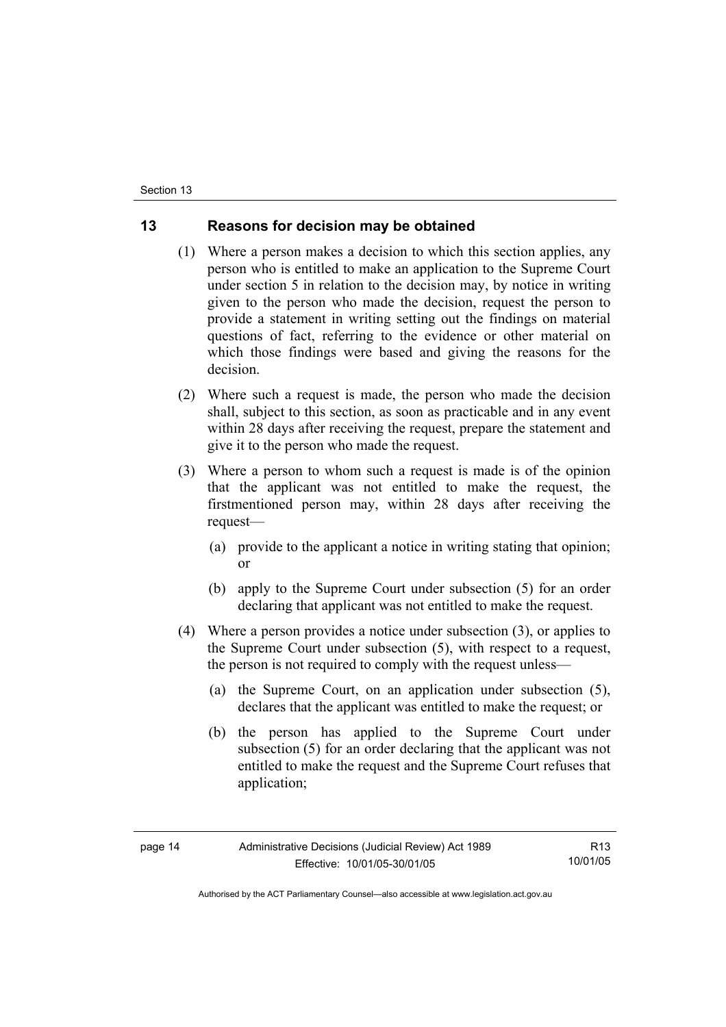## 13 Reasons for decision may be obtained

(1) Where a person makes a decision to which this section applies, any person who is entitled to make an application to the Supreme Court under section 5 in relation to the decision may, by notice in writing given to the person who made the decision, request the person to provide a statement in writing setting out the findings on material questions of fact, referring to the evidence or other material on which those findings were based and giving the reasons for the decision.

(2) Where such a request is made, the person who made the decision shall, subject to this section, as soon as practicable and in any event within 28 days after receiving the request, prepare the statement and give it to the person who made the request.

(3) Where a person to whom such a request is made is of the opinion that the applicant was not entitled to make the request, the firstmentioned person may, within 28 days after receiving the request—

(a) provide to the applicant a notice in writing stating that opinion; or

(b) apply to the Supreme Court under subsection (5) for an order declaring that applicant was not entitled to make the request.

(4) Where a person provides a notice under subsection (3), or applies to the Supreme Court under subsection (5), with respect to a request, the person is not required to comply with the request unless—

(a) the Supreme Court, on an application under subsection (5), declares that the applicant was entitled to make the request; or

(b) the person has applied to the Supreme Court under subsection (5) for an order declaring that the applicant was not entitled to make the request and the Supreme Court refuses that application;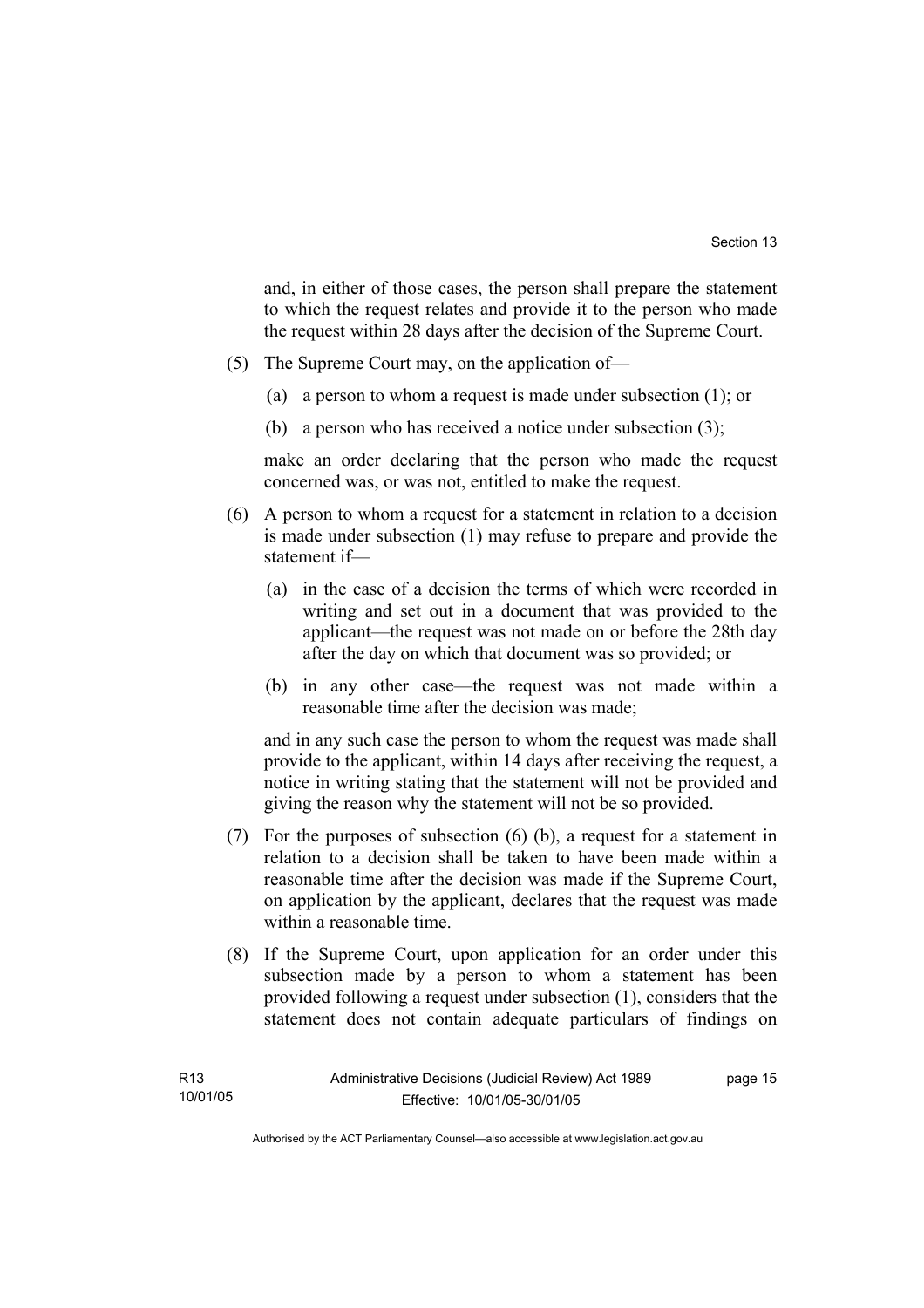and, in either of those cases, the person shall prepare the statement to which the request relates and provide it to the person who made the request within 28 days after the decision of the Supreme Court.

(5) The Supreme Court may, on the application of—

  (a) a person to whom a request is made under subsection (1); or

  (b) a person who has received a notice under subsection (3);

make an order declaring that the person who made the request concerned was, or was not, entitled to make the request.

(6) A person to whom a request for a statement in relation to a decision is made under subsection (1) may refuse to prepare and provide the statement if—

  (a) in the case of a decision the terms of which were recorded in writing and set out in a document that was provided to the applicant—the request was not made on or before the 28th day after the day on which that document was so provided; or

  (b) in any other case—the request was not made within a reasonable time after the decision was made;

and in any such case the person to whom the request was made shall provide to the applicant, within 14 days after receiving the request, a notice in writing stating that the statement will not be provided and giving the reason why the statement will not be so provided.

(7) For the purposes of subsection (6) (b), a request for a statement in relation to a decision shall be taken to have been made within a reasonable time after the decision was made if the Supreme Court, on application by the applicant, declares that the request was made within a reasonable time.

(8) If the Supreme Court, upon application for an order under this subsection made by a person to whom a statement has been provided following a request under subsection (1), considers that the statement does not contain adequate particulars of findings on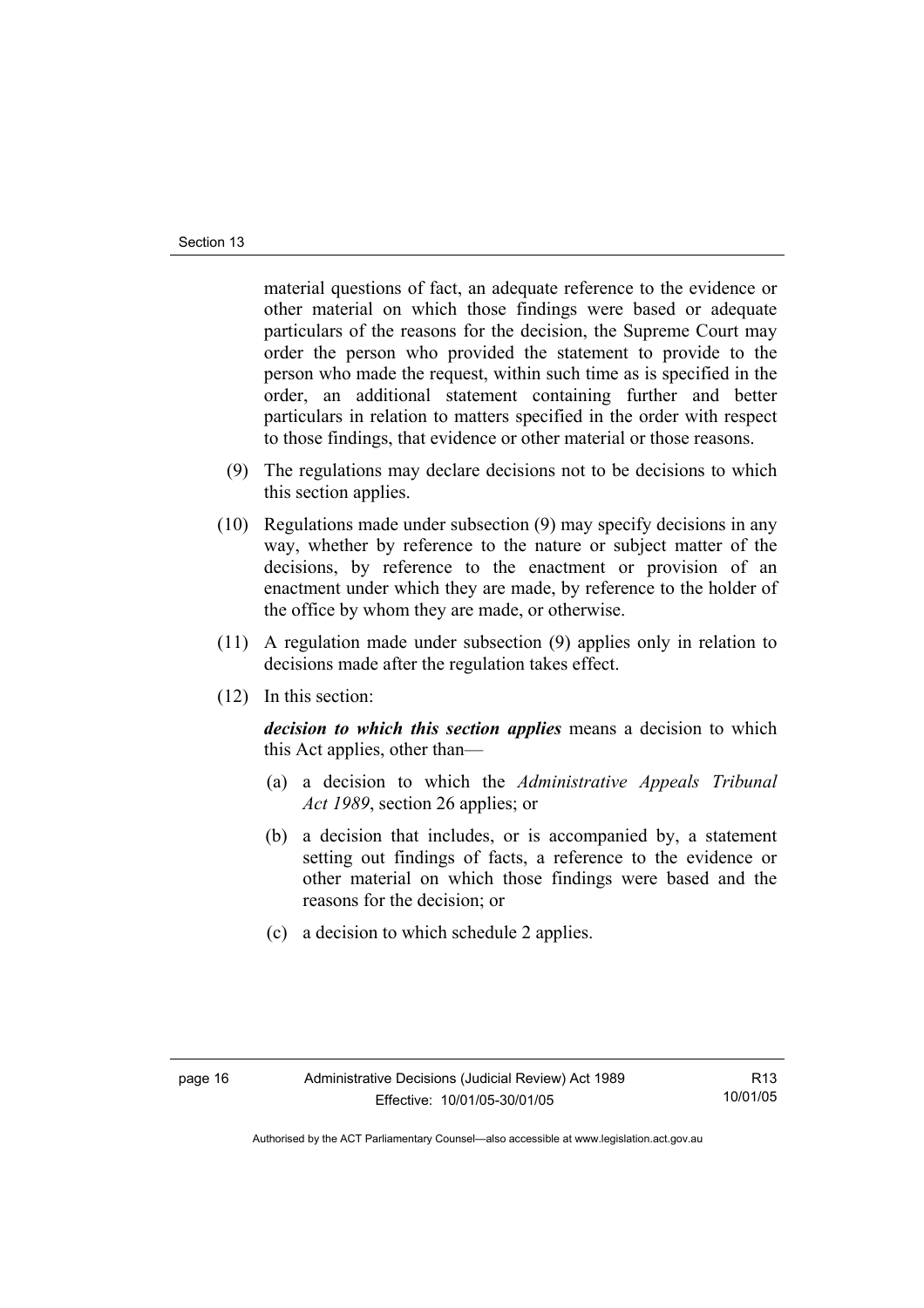material questions of fact, an adequate reference to the evidence or other material on which those findings were based or adequate particulars of the reasons for the decision, the Supreme Court may order the person who provided the statement to provide to the person who made the request, within such time as is specified in the order, an additional statement containing further and better particulars in relation to matters specified in the order with respect to those findings, that evidence or other material or those reasons.

(9) The regulations may declare decisions not to be decisions to which this section applies.

(10) Regulations made under subsection (9) may specify decisions in any way, whether by reference to the nature or subject matter of the decisions, by reference to the enactment or provision of an enactment under which they are made, by reference to the holder of the office by whom they are made, or otherwise.

(11) A regulation made under subsection (9) applies only in relation to decisions made after the regulation takes effect.

(12) In this section:

***decision to which this section applies*** means a decision to which this Act applies, other than—

(a) a decision to which the *Administrative Appeals Tribunal Act 1989*, section 26 applies; or

(b) a decision that includes, or is accompanied by, a statement setting out findings of facts, a reference to the evidence or other material on which those findings were based and the reasons for the decision; or

(c) a decision to which schedule 2 applies.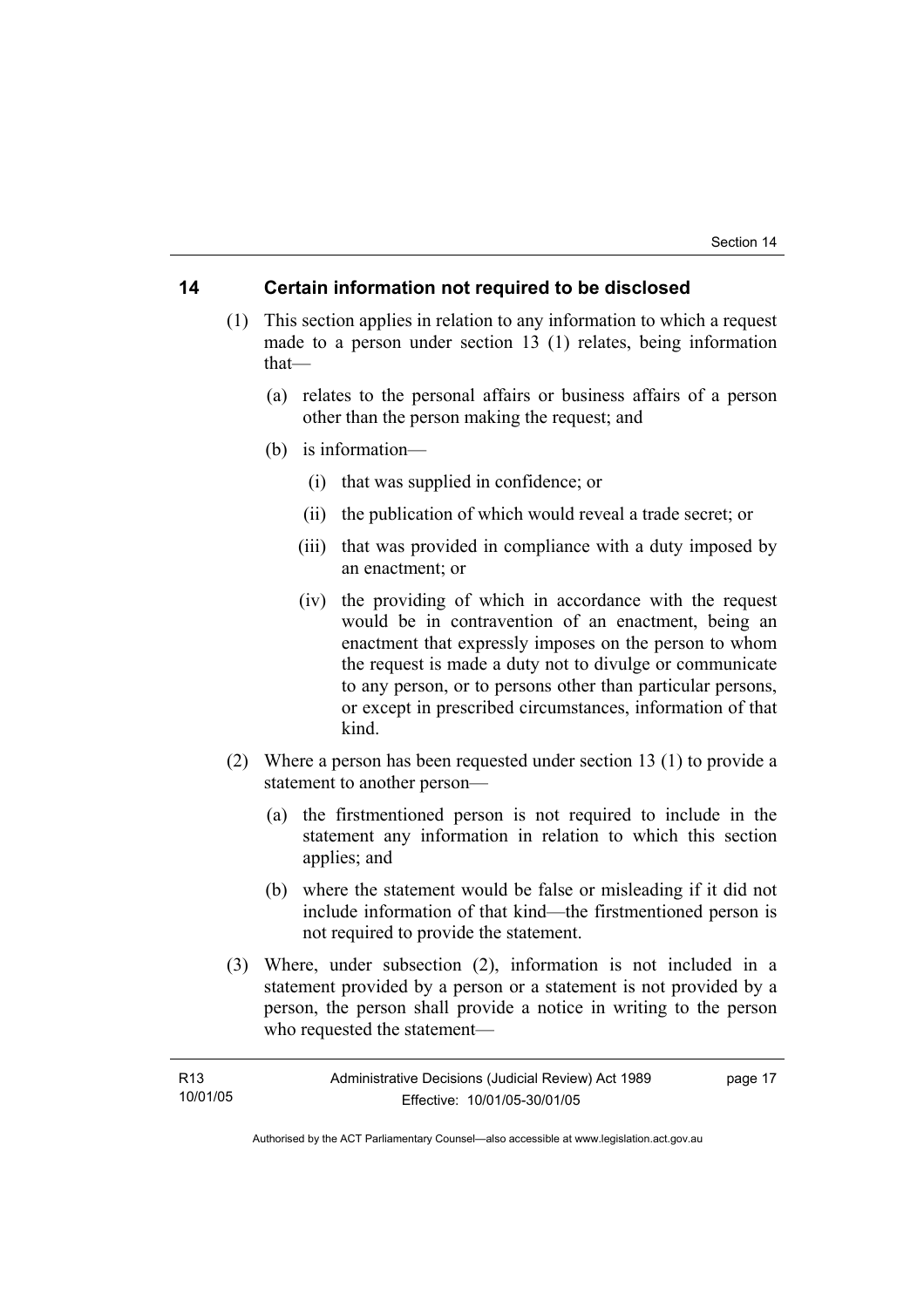## 14 Certain information not required to be disclosed

(1) This section applies in relation to any information to which a request made to a person under section 13 (1) relates, being information that—

(a) relates to the personal affairs or business affairs of a person other than the person making the request; and

(b) is information—

(i) that was supplied in confidence; or

(ii) the publication of which would reveal a trade secret; or

(iii) that was provided in compliance with a duty imposed by an enactment; or

(iv) the providing of which in accordance with the request would be in contravention of an enactment, being an enactment that expressly imposes on the person to whom the request is made a duty not to divulge or communicate to any person, or to persons other than particular persons, or except in prescribed circumstances, information of that kind.

(2) Where a person has been requested under section 13 (1) to provide a statement to another person—

(a) the firstmentioned person is not required to include in the statement any information in relation to which this section applies; and

(b) where the statement would be false or misleading if it did not include information of that kind—the firstmentioned person is not required to provide the statement.

(3) Where, under subsection (2), information is not included in a statement provided by a person or a statement is not provided by a person, the person shall provide a notice in writing to the person who requested the statement—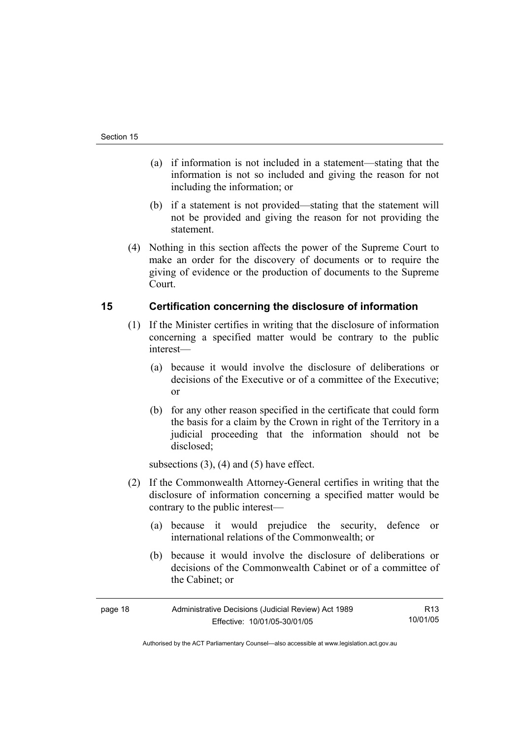(a) if information is not included in a statement—stating that the information is not so included and giving the reason for not including the information; or

(b) if a statement is not provided—stating that the statement will not be provided and giving the reason for not providing the statement.

(4) Nothing in this section affects the power of the Supreme Court to make an order for the discovery of documents or to require the giving of evidence or the production of documents to the Supreme Court.

## 15 Certification concerning the disclosure of information

(1) If the Minister certifies in writing that the disclosure of information concerning a specified matter would be contrary to the public interest—

(a) because it would involve the disclosure of deliberations or decisions of the Executive or of a committee of the Executive; or

(b) for any other reason specified in the certificate that could form the basis for a claim by the Crown in right of the Territory in a judicial proceeding that the information should not be disclosed;

subsections (3), (4) and (5) have effect.

(2) If the Commonwealth Attorney-General certifies in writing that the disclosure of information concerning a specified matter would be contrary to the public interest—

(a) because it would prejudice the security, defence or international relations of the Commonwealth; or

(b) because it would involve the disclosure of deliberations or decisions of the Commonwealth Cabinet or of a committee of the Cabinet; or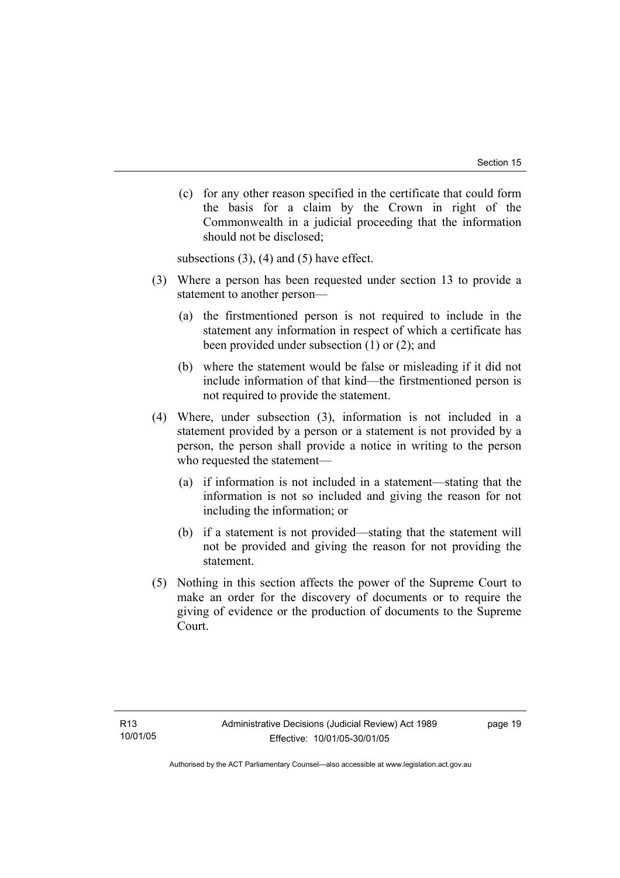(c) for any other reason specified in the certificate that could form the basis for a claim by the Crown in right of the Commonwealth in a judicial proceeding that the information should not be disclosed;

subsections (3), (4) and (5) have effect.

(3) Where a person has been requested under section 13 to provide a statement to another person—

(a) the firstmentioned person is not required to include in the statement any information in respect of which a certificate has been provided under subsection (1) or (2); and

(b) where the statement would be false or misleading if it did not include information of that kind—the firstmentioned person is not required to provide the statement.

(4) Where, under subsection (3), information is not included in a statement provided by a person or a statement is not provided by a person, the person shall provide a notice in writing to the person who requested the statement—

(a) if information is not included in a statement—stating that the information is not so included and giving the reason for not including the information; or

(b) if a statement is not provided—stating that the statement will not be provided and giving the reason for not providing the statement.

(5) Nothing in this section affects the power of the Supreme Court to make an order for the discovery of documents or to require the giving of evidence or the production of documents to the Supreme Court.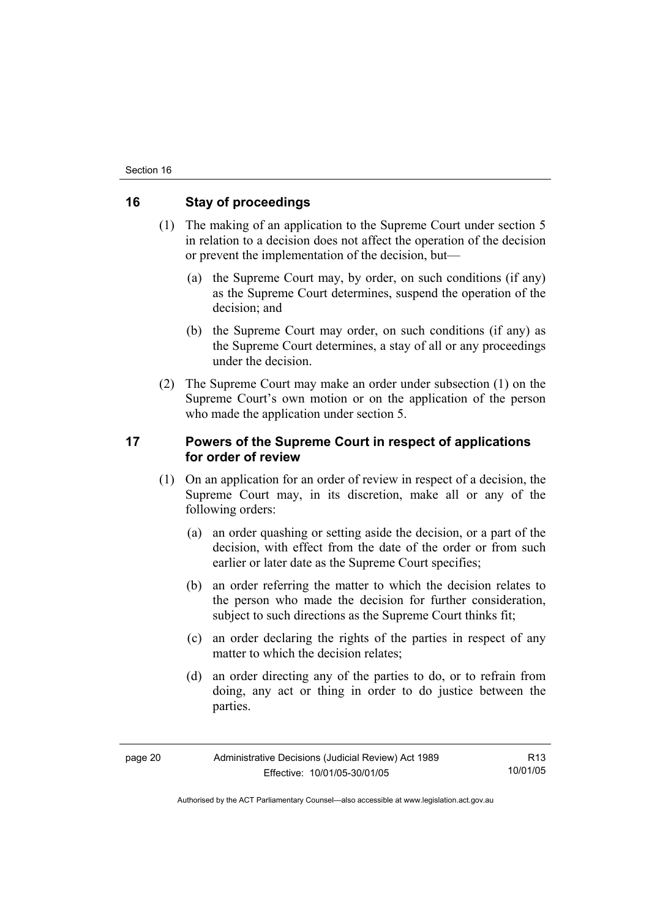## 16 Stay of proceedings

(1) The making of an application to the Supreme Court under section 5 in relation to a decision does not affect the operation of the decision or prevent the implementation of the decision, but—

(a) the Supreme Court may, by order, on such conditions (if any) as the Supreme Court determines, suspend the operation of the decision; and

(b) the Supreme Court may order, on such conditions (if any) as the Supreme Court determines, a stay of all or any proceedings under the decision.

(2) The Supreme Court may make an order under subsection (1) on the Supreme Court's own motion or on the application of the person who made the application under section 5.

## 17 Powers of the Supreme Court in respect of applications for order of review

(1) On an application for an order of review in respect of a decision, the Supreme Court may, in its discretion, make all or any of the following orders:

(a) an order quashing or setting aside the decision, or a part of the decision, with effect from the date of the order or from such earlier or later date as the Supreme Court specifies;

(b) an order referring the matter to which the decision relates to the person who made the decision for further consideration, subject to such directions as the Supreme Court thinks fit;

(c) an order declaring the rights of the parties in respect of any matter to which the decision relates;

(d) an order directing any of the parties to do, or to refrain from doing, any act or thing in order to do justice between the parties.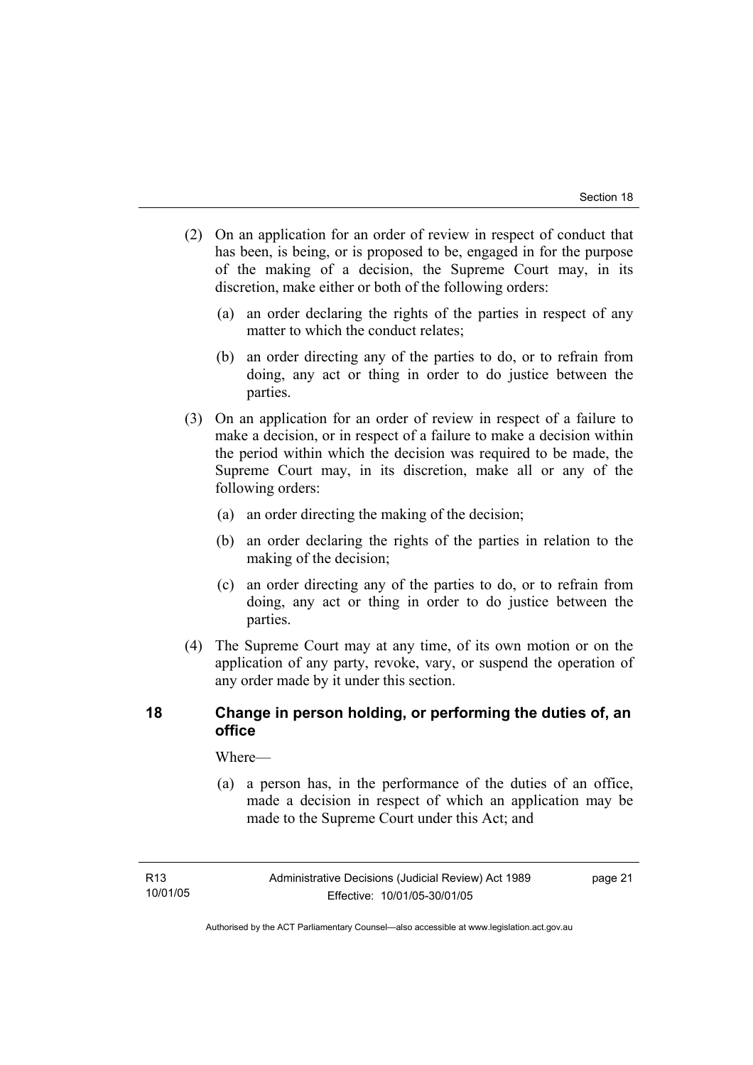(2) On an application for an order of review in respect of conduct that has been, is being, or is proposed to be, engaged in for the purpose of the making of a decision, the Supreme Court may, in its discretion, make either or both of the following orders:

(a) an order declaring the rights of the parties in respect of any matter to which the conduct relates;

(b) an order directing any of the parties to do, or to refrain from doing, any act or thing in order to do justice between the parties.

(3) On an application for an order of review in respect of a failure to make a decision, or in respect of a failure to make a decision within the period within which the decision was required to be made, the Supreme Court may, in its discretion, make all or any of the following orders:

(a) an order directing the making of the decision;

(b) an order declaring the rights of the parties in relation to the making of the decision;

(c) an order directing any of the parties to do, or to refrain from doing, any act or thing in order to do justice between the parties.

(4) The Supreme Court may at any time, of its own motion or on the application of any party, revoke, vary, or suspend the operation of any order made by it under this section.

## 18 Change in person holding, or performing the duties of, an office

Where—

(a) a person has, in the performance of the duties of an office, made a decision in respect of which an application may be made to the Supreme Court under this Act; and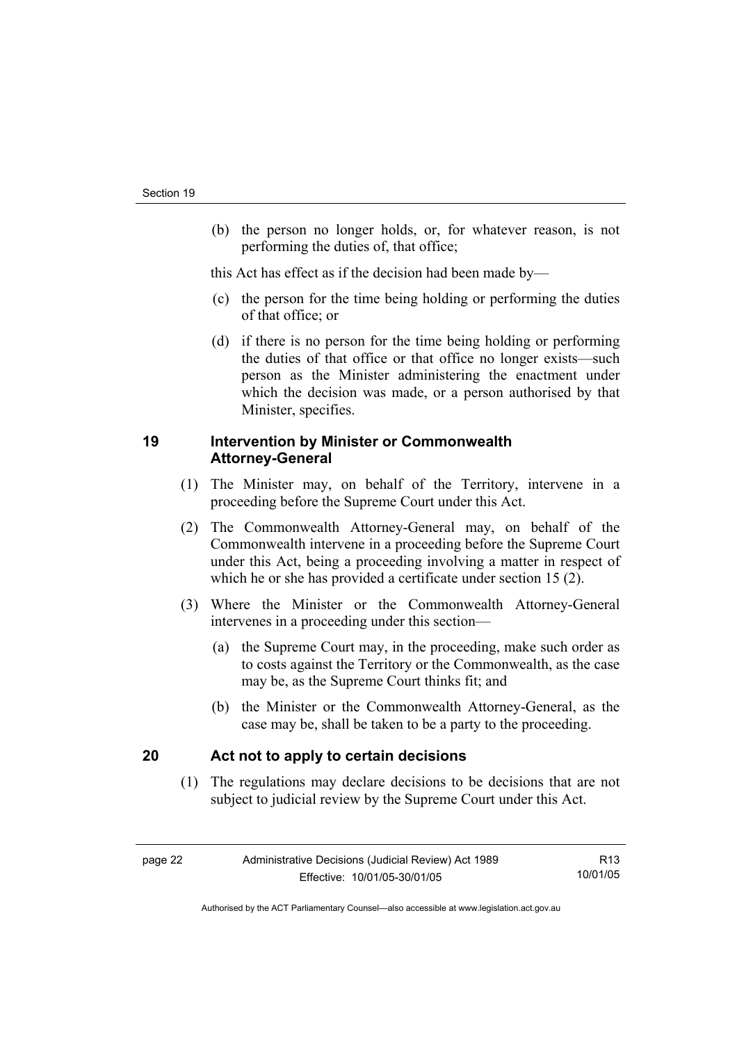(b) the person no longer holds, or, for whatever reason, is not performing the duties of, that office;

this Act has effect as if the decision had been made by—

(c) the person for the time being holding or performing the duties of that office; or

(d) if there is no person for the time being holding or performing the duties of that office or that office no longer exists—such person as the Minister administering the enactment under which the decision was made, or a person authorised by that Minister, specifies.

## 19 Intervention by Minister or Commonwealth Attorney-General

(1) The Minister may, on behalf of the Territory, intervene in a proceeding before the Supreme Court under this Act.

(2) The Commonwealth Attorney-General may, on behalf of the Commonwealth intervene in a proceeding before the Supreme Court under this Act, being a proceeding involving a matter in respect of which he or she has provided a certificate under section 15 (2).

(3) Where the Minister or the Commonwealth Attorney-General intervenes in a proceeding under this section—

(a) the Supreme Court may, in the proceeding, make such order as to costs against the Territory or the Commonwealth, as the case may be, as the Supreme Court thinks fit; and

(b) the Minister or the Commonwealth Attorney-General, as the case may be, shall be taken to be a party to the proceeding.

## 20 Act not to apply to certain decisions

(1) The regulations may declare decisions to be decisions that are not subject to judicial review by the Supreme Court under this Act.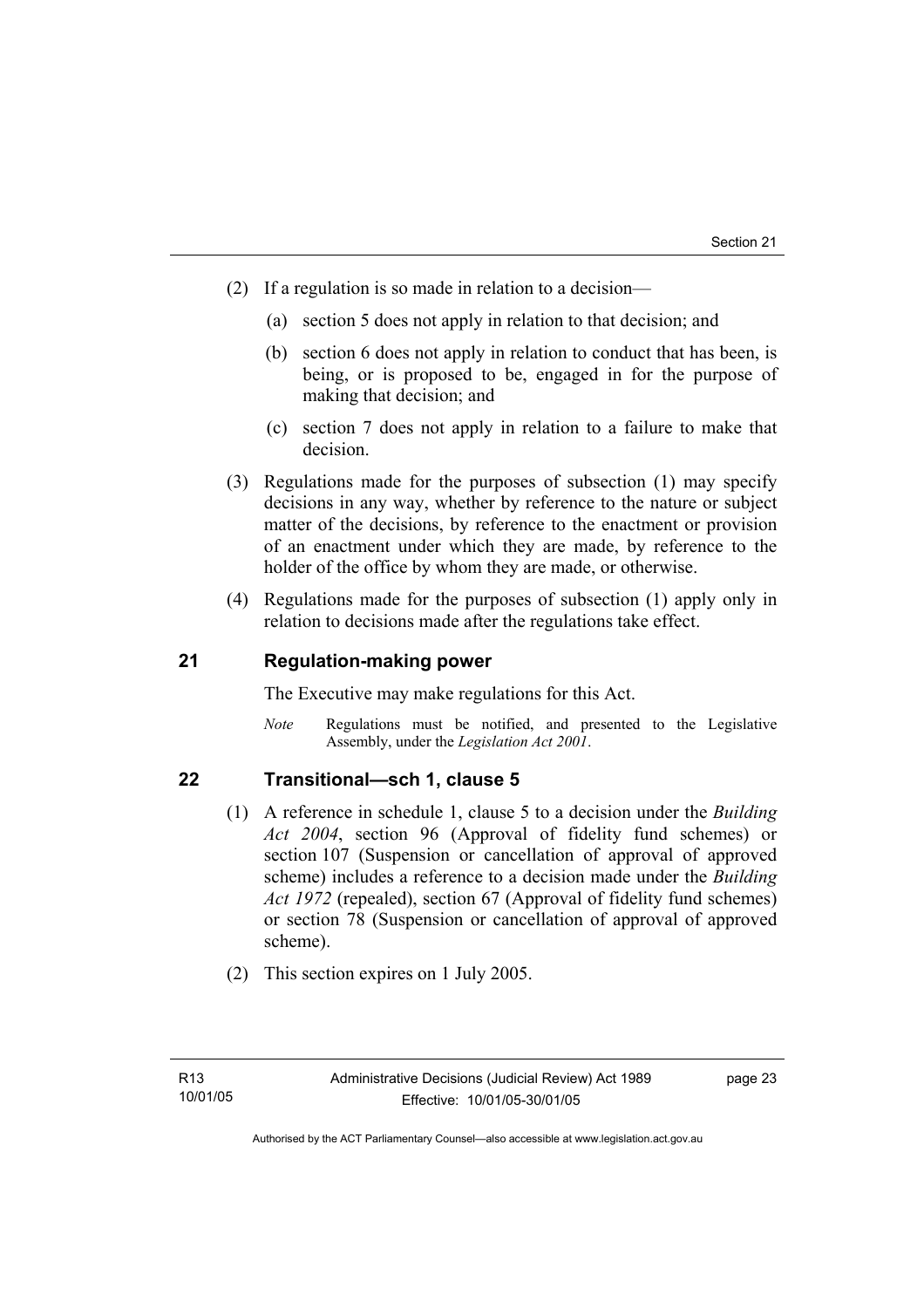(2) If a regulation is so made in relation to a decision—

(a) section 5 does not apply in relation to that decision; and

(b) section 6 does not apply in relation to conduct that has been, is being, or is proposed to be, engaged in for the purpose of making that decision; and

(c) section 7 does not apply in relation to a failure to make that decision.

(3) Regulations made for the purposes of subsection (1) may specify decisions in any way, whether by reference to the nature or subject matter of the decisions, by reference to the enactment or provision of an enactment under which they are made, by reference to the holder of the office by whom they are made, or otherwise.

(4) Regulations made for the purposes of subsection (1) apply only in relation to decisions made after the regulations take effect.

## 21 Regulation-making power

The Executive may make regulations for this Act.

*Note* Regulations must be notified, and presented to the Legislative Assembly, under the *Legislation Act 2001*.

## 22 Transitional—sch 1, clause 5

(1) A reference in schedule 1, clause 5 to a decision under the *Building Act 2004*, section 96 (Approval of fidelity fund schemes) or section 107 (Suspension or cancellation of approval of approved scheme) includes a reference to a decision made under the *Building Act 1972* (repealed), section 67 (Approval of fidelity fund schemes) or section 78 (Suspension or cancellation of approval of approved scheme).

(2) This section expires on 1 July 2005.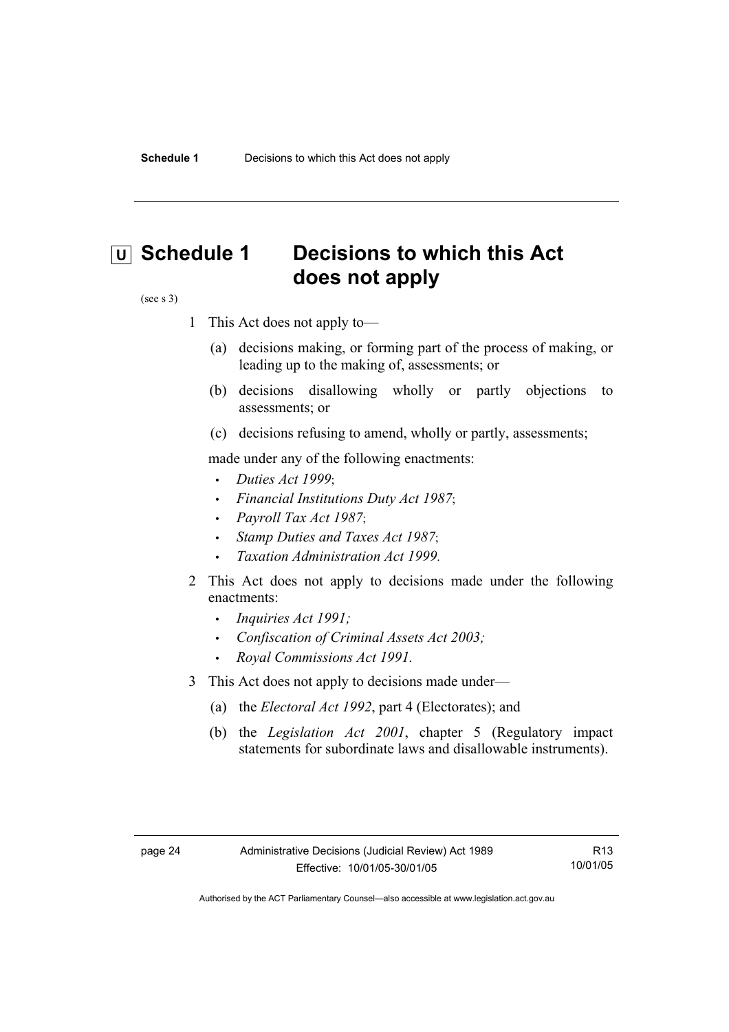# Schedule 1 Decisions to which this Act does not apply

(see s 3)

1 This Act does not apply to—

   (a) decisions making, or forming part of the process of making, or leading up to the making of, assessments; or

   (b) decisions disallowing wholly or partly objections to assessments; or

   (c) decisions refusing to amend, wholly or partly, assessments;

   made under any of the following enactments:

   - *Duties Act 1999*;
   - *Financial Institutions Duty Act 1987*;
   - *Payroll Tax Act 1987*;
   - *Stamp Duties and Taxes Act 1987*;
   - *Taxation Administration Act 1999.*

2 This Act does not apply to decisions made under the following enactments:

   - *Inquiries Act 1991;*
   - *Confiscation of Criminal Assets Act 2003;*
   - *Royal Commissions Act 1991.*

3 This Act does not apply to decisions made under—

   (a) the *Electoral Act 1992*, part 4 (Electorates); and

   (b) the *Legislation Act 2001*, chapter 5 (Regulatory impact statements for subordinate laws and disallowable instruments).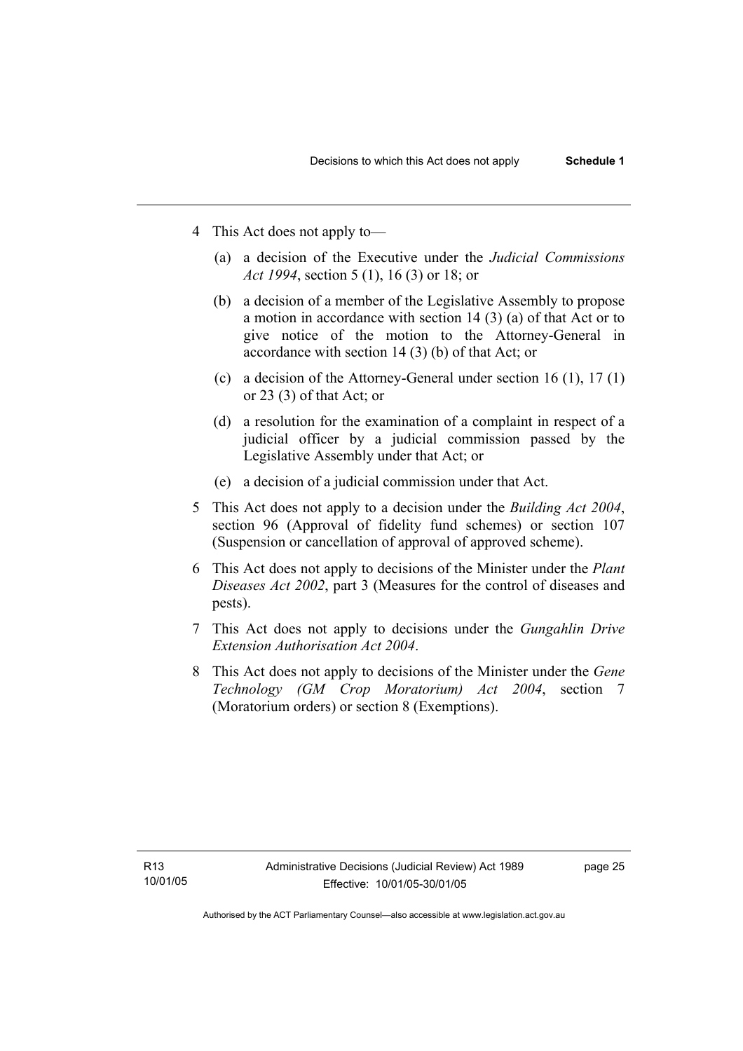4 This Act does not apply to—

   (a) a decision of the Executive under the *Judicial Commissions Act 1994*, section 5 (1), 16 (3) or 18; or

   (b) a decision of a member of the Legislative Assembly to propose a motion in accordance with section 14 (3) (a) of that Act or to give notice of the motion to the Attorney-General in accordance with section 14 (3) (b) of that Act; or

   (c) a decision of the Attorney-General under section 16 (1), 17 (1) or 23 (3) of that Act; or

   (d) a resolution for the examination of a complaint in respect of a judicial officer by a judicial commission passed by the Legislative Assembly under that Act; or

   (e) a decision of a judicial commission under that Act.

5 This Act does not apply to a decision under the *Building Act 2004*, section 96 (Approval of fidelity fund schemes) or section 107 (Suspension or cancellation of approval of approved scheme).

6 This Act does not apply to decisions of the Minister under the *Plant Diseases Act 2002*, part 3 (Measures for the control of diseases and pests).

7 This Act does not apply to decisions under the *Gungahlin Drive Extension Authorisation Act 2004*.

8 This Act does not apply to decisions of the Minister under the *Gene Technology (GM Crop Moratorium) Act 2004*, section 7 (Moratorium orders) or section 8 (Exemptions).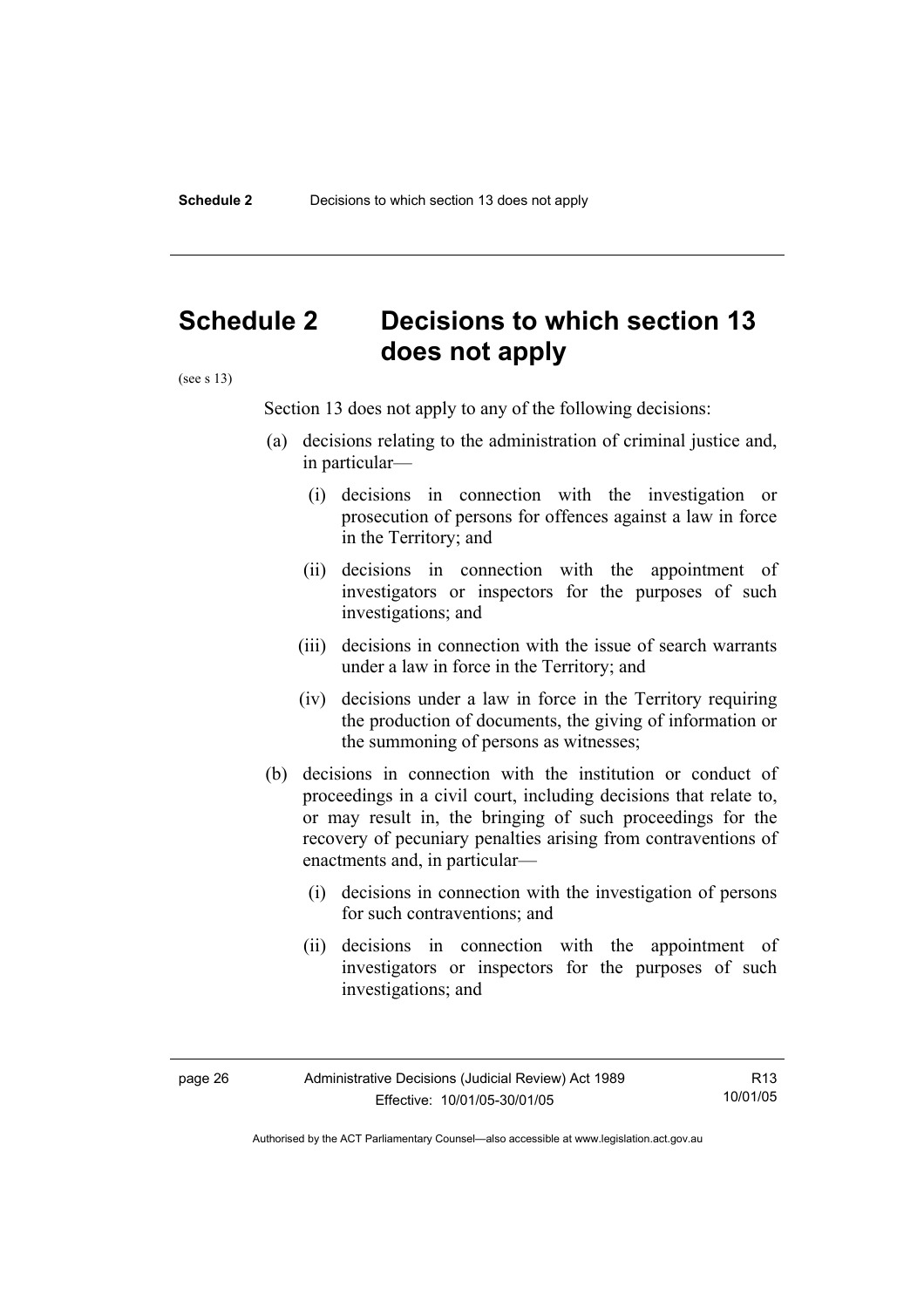# Schedule 2 Decisions to which section 13 does not apply

(see s 13)

Section 13 does not apply to any of the following decisions:

(a) decisions relating to the administration of criminal justice and, in particular—

(i) decisions in connection with the investigation or prosecution of persons for offences against a law in force in the Territory; and

(ii) decisions in connection with the appointment of investigators or inspectors for the purposes of such investigations; and

(iii) decisions in connection with the issue of search warrants under a law in force in the Territory; and

(iv) decisions under a law in force in the Territory requiring the production of documents, the giving of information or the summoning of persons as witnesses;

(b) decisions in connection with the institution or conduct of proceedings in a civil court, including decisions that relate to, or may result in, the bringing of such proceedings for the recovery of pecuniary penalties arising from contraventions of enactments and, in particular—

(i) decisions in connection with the investigation of persons for such contraventions; and

(ii) decisions in connection with the appointment of investigators or inspectors for the purposes of such investigations; and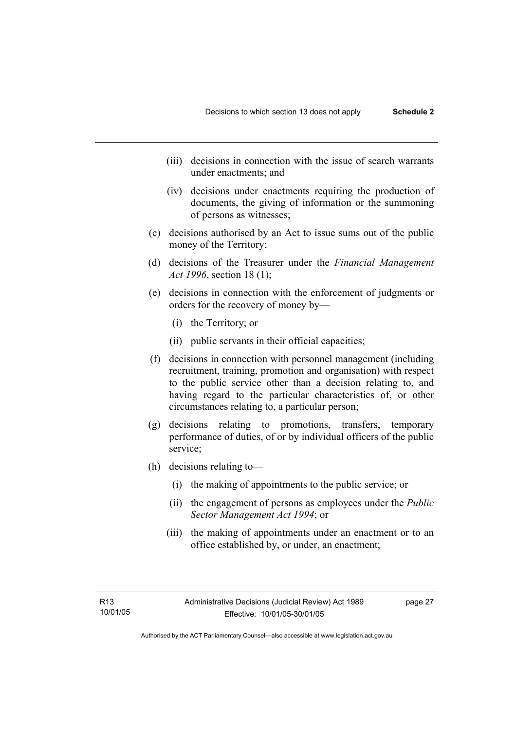- (iii) decisions in connection with the issue of search warrants under enactments; and
- (iv) decisions under enactments requiring the production of documents, the giving of information or the summoning of persons as witnesses;

(c) decisions authorised by an Act to issue sums out of the public money of the Territory;

(d) decisions of the Treasurer under the *Financial Management Act 1996*, section 18 (1);

(e) decisions in connection with the enforcement of judgments or orders for the recovery of money by—

- (i) the Territory; or
- (ii) public servants in their official capacities;

(f) decisions in connection with personnel management (including recruitment, training, promotion and organisation) with respect to the public service other than a decision relating to, and having regard to the particular characteristics of, or other circumstances relating to, a particular person;

(g) decisions relating to promotions, transfers, temporary performance of duties, of or by individual officers of the public service;

(h) decisions relating to—

- (i) the making of appointments to the public service; or
- (ii) the engagement of persons as employees under the *Public Sector Management Act 1994*; or
- (iii) the making of appointments under an enactment or to an office established by, or under, an enactment;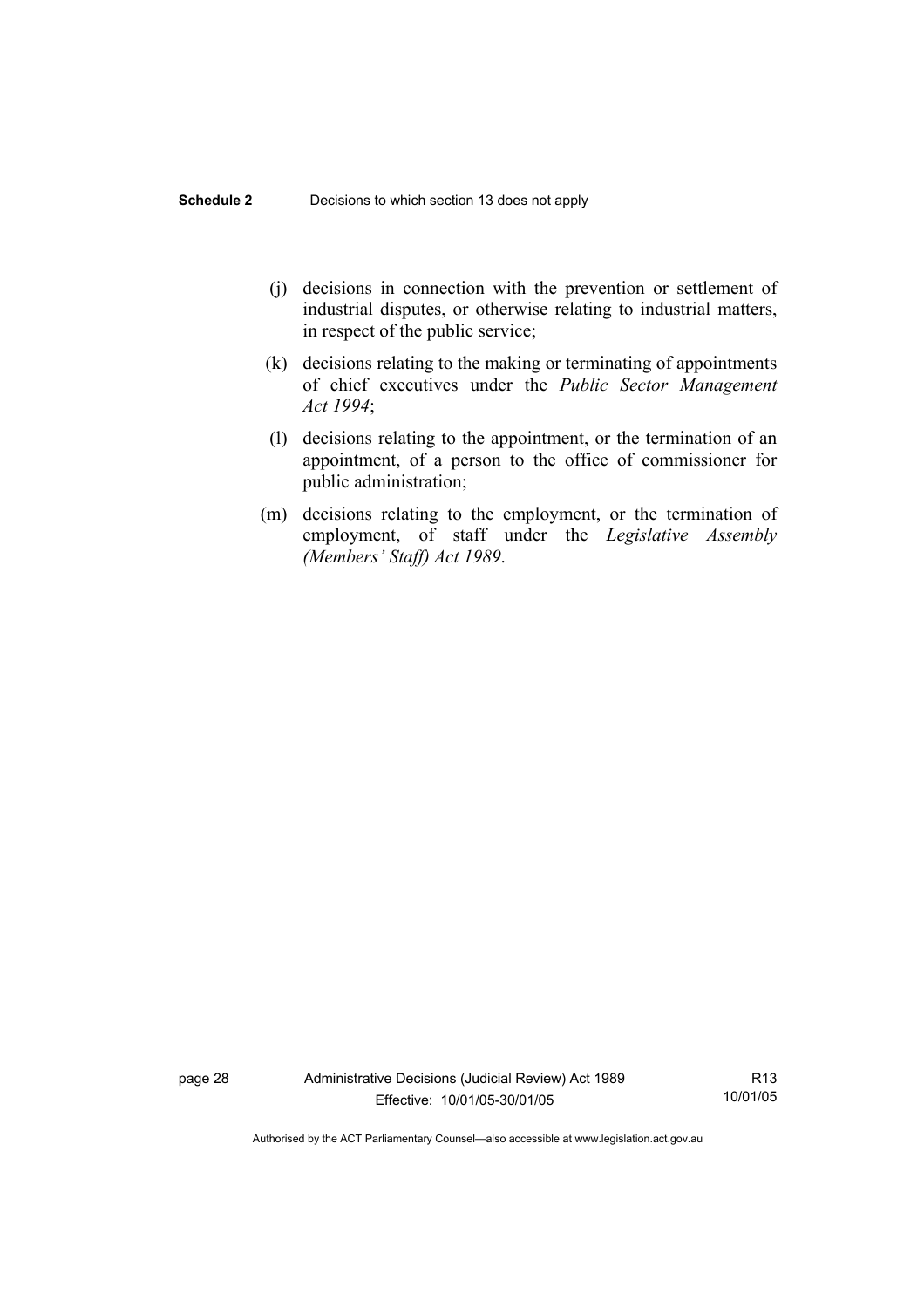(j) decisions in connection with the prevention or settlement of industrial disputes, or otherwise relating to industrial matters, in respect of the public service;

(k) decisions relating to the making or terminating of appointments of chief executives under the *Public Sector Management Act 1994*;

(l) decisions relating to the appointment, or the termination of an appointment, of a person to the office of commissioner for public administration;

(m) decisions relating to the employment, or the termination of employment, of staff under the *Legislative Assembly (Members' Staff) Act 1989*.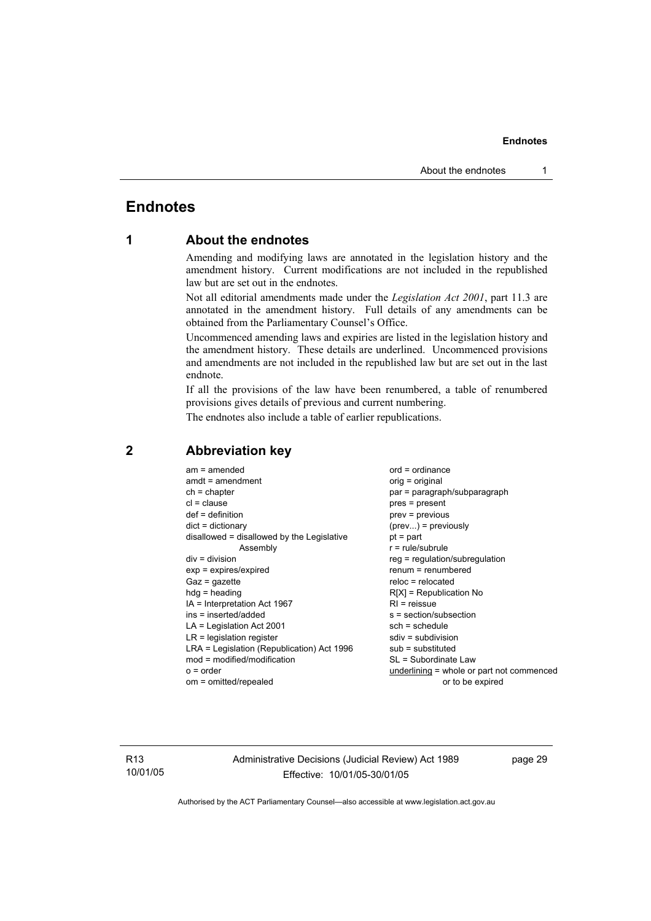# Endnotes

## 1 About the endnotes

Amending and modifying laws are annotated in the legislation history and the amendment history. Current modifications are not included in the republished law but are set out in the endnotes.

Not all editorial amendments made under the *Legislation Act 2001*, part 11.3 are annotated in the amendment history. Full details of any amendments can be obtained from the Parliamentary Counsel's Office.

Uncommenced amending laws and expiries are listed in the legislation history and the amendment history. These details are underlined. Uncommenced provisions and amendments are not included in the republished law but are set out in the last endnote.

If all the provisions of the law have been renumbered, a table of renumbered provisions gives details of previous and current numbering.

The endnotes also include a table of earlier republications.

## 2 Abbreviation key

am = amended
amdt = amendment
ch = chapter
cl = clause
def = definition
dict = dictionary
disallowed = disallowed by the Legislative Assembly
div = division
exp = expires/expired
Gaz = gazette
hdg = heading
IA = Interpretation Act 1967
ins = inserted/added
LA = Legislation Act 2001
LR = legislation register
LRA = Legislation (Republication) Act 1996
mod = modified/modification
o = order
om = omitted/repealed
ord = ordinance
orig = original
par = paragraph/subparagraph
pres = present
prev = previous
(prev...) = previously
pt = part
r = rule/subrule
reg = regulation/subregulation
renum = renumbered
reloc = relocated
R[X] = Republication No
RI = reissue
s = section/subsection
sch = schedule
sdiv = subdivision
sub = substituted
SL = Subordinate Law
underlining = whole or part not commenced or to be expired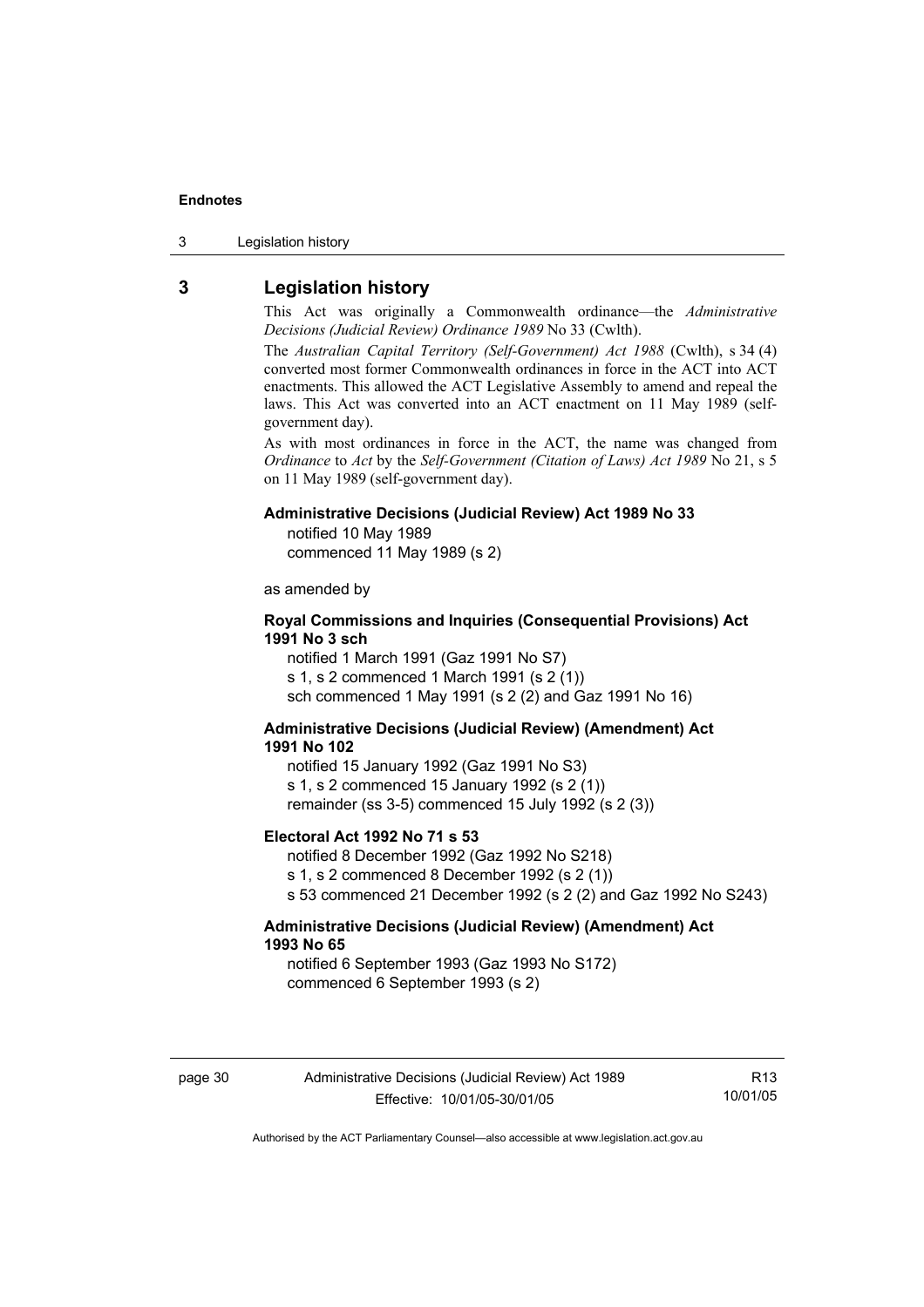## 3 Legislation history

This Act was originally a Commonwealth ordinance—the *Administrative Decisions (Judicial Review) Ordinance 1989* No 33 (Cwlth).

The *Australian Capital Territory (Self-Government) Act 1988* (Cwlth), s 34 (4) converted most former Commonwealth ordinances in force in the ACT into ACT enactments. This allowed the ACT Legislative Assembly to amend and repeal the laws. This Act was converted into an ACT enactment on 11 May 1989 (self-government day).

As with most ordinances in force in the ACT, the name was changed from *Ordinance* to *Act* by the *Self-Government (Citation of Laws) Act 1989* No 21, s 5 on 11 May 1989 (self-government day).

**Administrative Decisions (Judicial Review) Act 1989 No 33**
notified 10 May 1989
commenced 11 May 1989 (s 2)

as amended by

**Royal Commissions and Inquiries (Consequential Provisions) Act 1991 No 3 sch**
notified 1 March 1991 (Gaz 1991 No S7)
s 1, s 2 commenced 1 March 1991 (s 2 (1))
sch commenced 1 May 1991 (s 2 (2) and Gaz 1991 No 16)

**Administrative Decisions (Judicial Review) (Amendment) Act 1991 No 102**
notified 15 January 1992 (Gaz 1991 No S3)
s 1, s 2 commenced 15 January 1992 (s 2 (1))
remainder (ss 3-5) commenced 15 July 1992 (s 2 (3))

**Electoral Act 1992 No 71 s 53**
notified 8 December 1992 (Gaz 1992 No S218)
s 1, s 2 commenced 8 December 1992 (s 2 (1))
s 53 commenced 21 December 1992 (s 2 (2) and Gaz 1992 No S243)

**Administrative Decisions (Judicial Review) (Amendment) Act 1993 No 65**
notified 6 September 1993 (Gaz 1993 No S172)
commenced 6 September 1993 (s 2)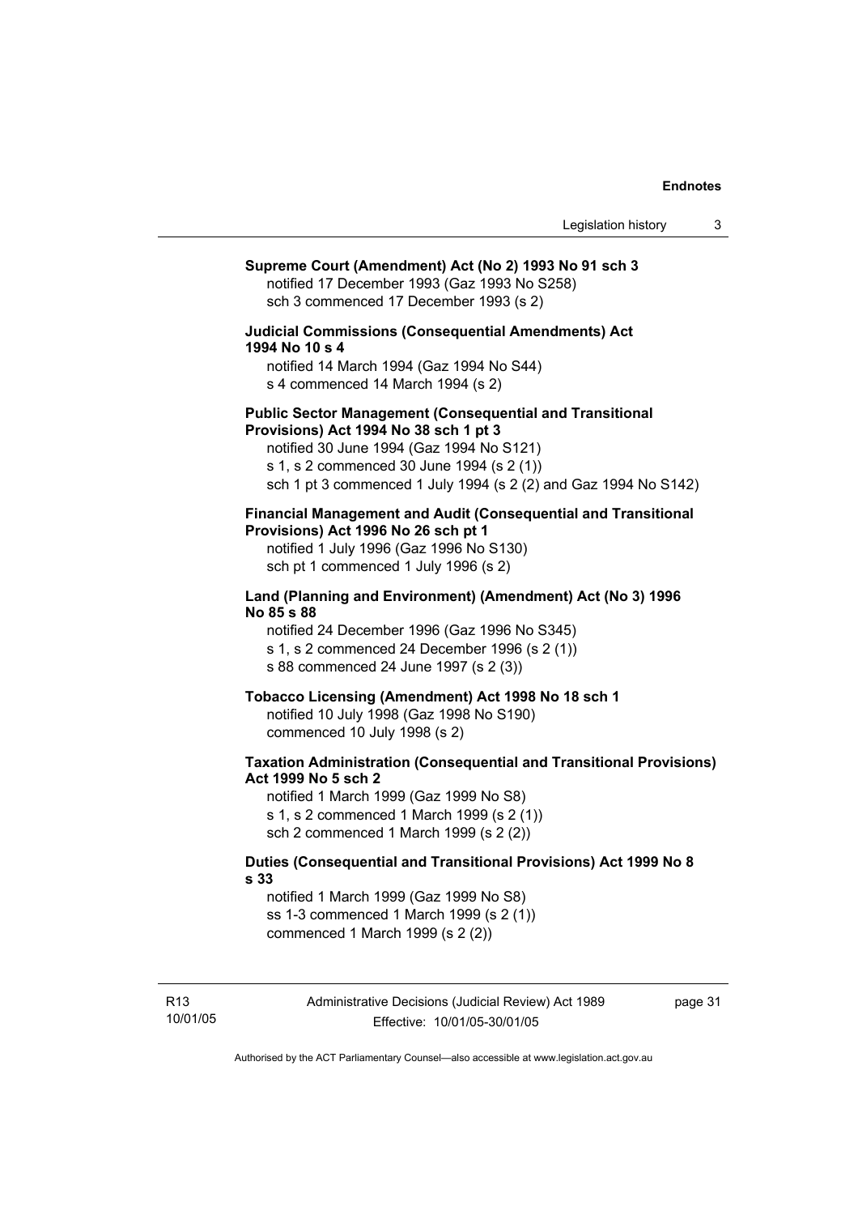**Supreme Court (Amendment) Act (No 2) 1993 No 91 sch 3**
notified 17 December 1993 (Gaz 1993 No S258)
sch 3 commenced 17 December 1993 (s 2)

**Judicial Commissions (Consequential Amendments) Act 1994 No 10 s 4**
notified 14 March 1994 (Gaz 1994 No S44)
s 4 commenced 14 March 1994 (s 2)

**Public Sector Management (Consequential and Transitional Provisions) Act 1994 No 38 sch 1 pt 3**
notified 30 June 1994 (Gaz 1994 No S121)
s 1, s 2 commenced 30 June 1994 (s 2 (1))
sch 1 pt 3 commenced 1 July 1994 (s 2 (2) and Gaz 1994 No S142)

**Financial Management and Audit (Consequential and Transitional Provisions) Act 1996 No 26 sch pt 1**
notified 1 July 1996 (Gaz 1996 No S130)
sch pt 1 commenced 1 July 1996 (s 2)

**Land (Planning and Environment) (Amendment) Act (No 3) 1996 No 85 s 88**
notified 24 December 1996 (Gaz 1996 No S345)
s 1, s 2 commenced 24 December 1996 (s 2 (1))
s 88 commenced 24 June 1997 (s 2 (3))

**Tobacco Licensing (Amendment) Act 1998 No 18 sch 1**
notified 10 July 1998 (Gaz 1998 No S190)
commenced 10 July 1998 (s 2)

**Taxation Administration (Consequential and Transitional Provisions) Act 1999 No 5 sch 2**
notified 1 March 1999 (Gaz 1999 No S8)
s 1, s 2 commenced 1 March 1999 (s 2 (1))
sch 2 commenced 1 March 1999 (s 2 (2))

**Duties (Consequential and Transitional Provisions) Act 1999 No 8 s 33**
notified 1 March 1999 (Gaz 1999 No S8)
ss 1-3 commenced 1 March 1999 (s 2 (1))
commenced 1 March 1999 (s 2 (2))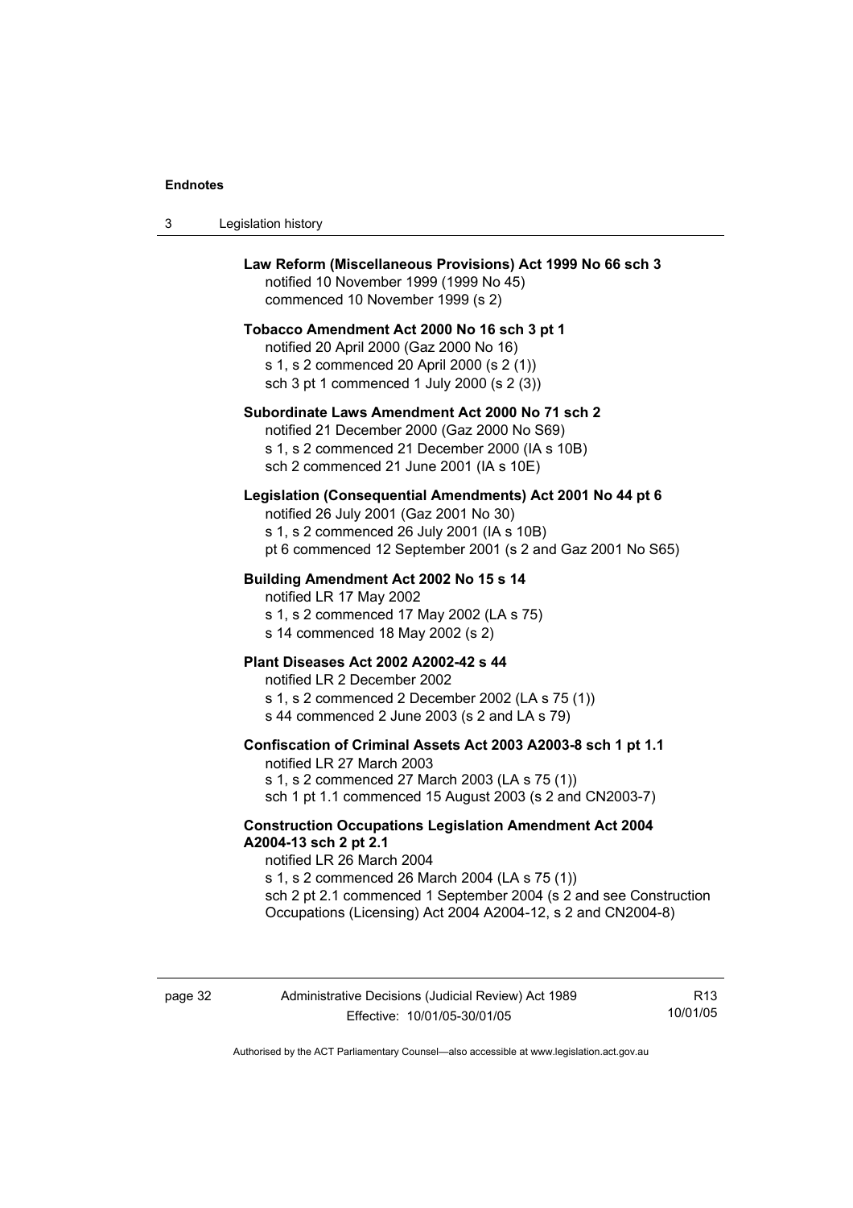**Law Reform (Miscellaneous Provisions) Act 1999 No 66 sch 3**
notified 10 November 1999 (1999 No 45)
commenced 10 November 1999 (s 2)

**Tobacco Amendment Act 2000 No 16 sch 3 pt 1**
notified 20 April 2000 (Gaz 2000 No 16)
s 1, s 2 commenced 20 April 2000 (s 2 (1))
sch 3 pt 1 commenced 1 July 2000 (s 2 (3))

**Subordinate Laws Amendment Act 2000 No 71 sch 2**
notified 21 December 2000 (Gaz 2000 No S69)
s 1, s 2 commenced 21 December 2000 (IA s 10B)
sch 2 commenced 21 June 2001 (IA s 10E)

**Legislation (Consequential Amendments) Act 2001 No 44 pt 6**
notified 26 July 2001 (Gaz 2001 No 30)
s 1, s 2 commenced 26 July 2001 (IA s 10B)
pt 6 commenced 12 September 2001 (s 2 and Gaz 2001 No S65)

**Building Amendment Act 2002 No 15 s 14**
notified LR 17 May 2002
s 1, s 2 commenced 17 May 2002 (LA s 75)
s 14 commenced 18 May 2002 (s 2)

**Plant Diseases Act 2002 A2002-42 s 44**
notified LR 2 December 2002
s 1, s 2 commenced 2 December 2002 (LA s 75 (1))
s 44 commenced 2 June 2003 (s 2 and LA s 79)

**Confiscation of Criminal Assets Act 2003 A2003-8 sch 1 pt 1.1**
notified LR 27 March 2003
s 1, s 2 commenced 27 March 2003 (LA s 75 (1))
sch 1 pt 1.1 commenced 15 August 2003 (s 2 and CN2003-7)

**Construction Occupations Legislation Amendment Act 2004 A2004-13 sch 2 pt 2.1**
notified LR 26 March 2004
s 1, s 2 commenced 26 March 2004 (LA s 75 (1))
sch 2 pt 2.1 commenced 1 September 2004 (s 2 and see Construction Occupations (Licensing) Act 2004 A2004-12, s 2 and CN2004-8)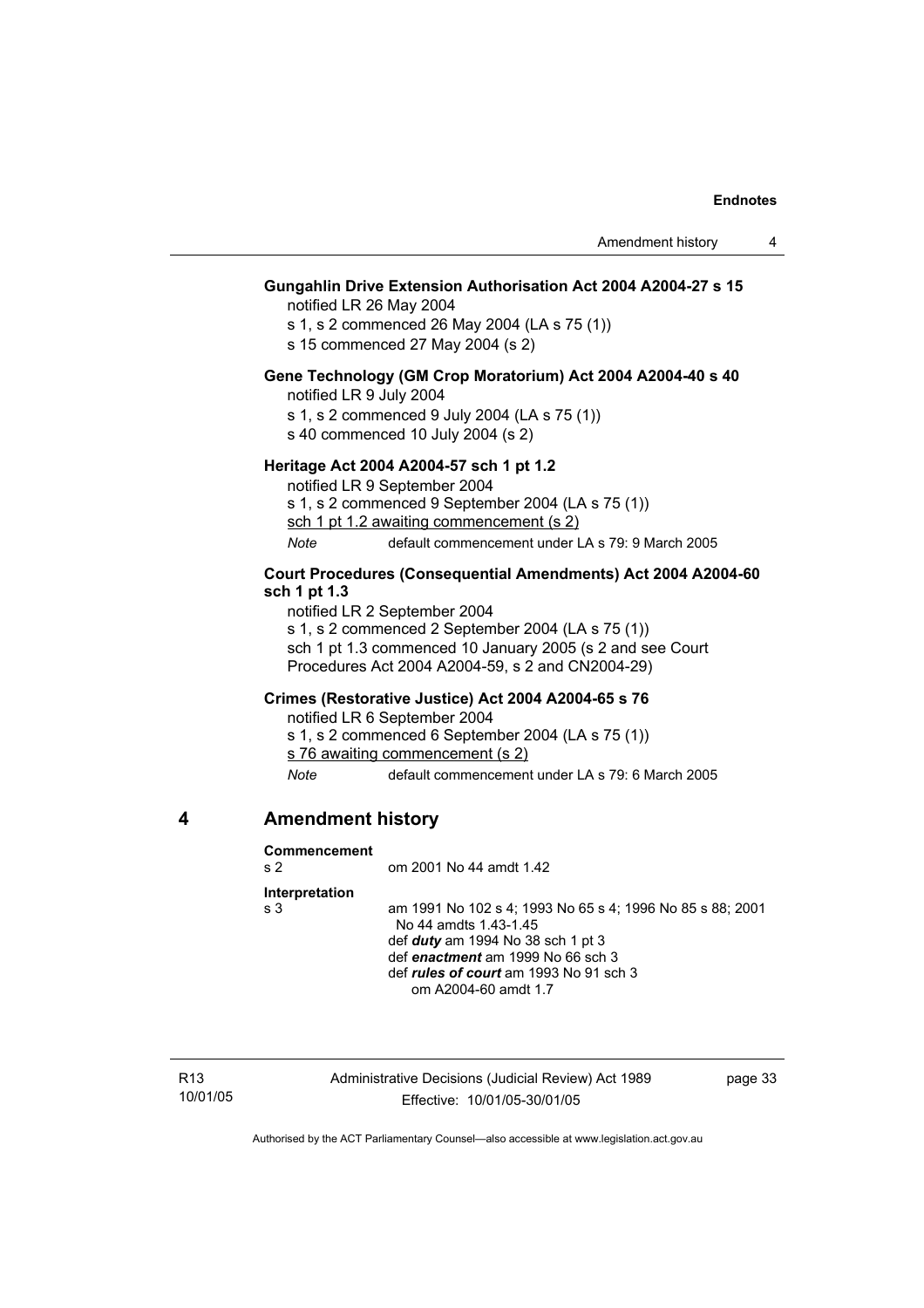**Gungahlin Drive Extension Authorisation Act 2004 A2004-27 s 15**

notified LR 26 May 2004

s 1, s 2 commenced 26 May 2004 (LA s 75 (1))

s 15 commenced 27 May 2004 (s 2)

**Gene Technology (GM Crop Moratorium) Act 2004 A2004-40 s 40**

notified LR 9 July 2004

s 1, s 2 commenced 9 July 2004 (LA s 75 (1))

s 40 commenced 10 July 2004 (s 2)

**Heritage Act 2004 A2004-57 sch 1 pt 1.2**

notified LR 9 September 2004

s 1, s 2 commenced 9 September 2004 (LA s 75 (1))

<u>sch 1 pt 1.2 awaiting commencement (s 2)</u>

*Note* default commencement under LA s 79: 9 March 2005

**Court Procedures (Consequential Amendments) Act 2004 A2004-60 sch 1 pt 1.3**

notified LR 2 September 2004

s 1, s 2 commenced 2 September 2004 (LA s 75 (1))

sch 1 pt 1.3 commenced 10 January 2005 (s 2 and see Court Procedures Act 2004 A2004-59, s 2 and CN2004-29)

**Crimes (Restorative Justice) Act 2004 A2004-65 s 76**

notified LR 6 September 2004

s 1, s 2 commenced 6 September 2004 (LA s 75 (1))

<u>s 76 awaiting commencement (s 2)</u>

*Note* default commencement under LA s 79: 6 March 2005

## 4 Amendment history

**Commencement**

s 2 om 2001 No 44 amdt 1.42

**Interpretation**

s 3 am 1991 No 102 s 4; 1993 No 65 s 4; 1996 No 85 s 88; 2001 No 44 amdts 1.43-1.45

def ***duty*** am 1994 No 38 sch 1 pt 3

def ***enactment*** am 1999 No 66 sch 3

def ***rules of court*** am 1993 No 91 sch 3

om A2004-60 amdt 1.7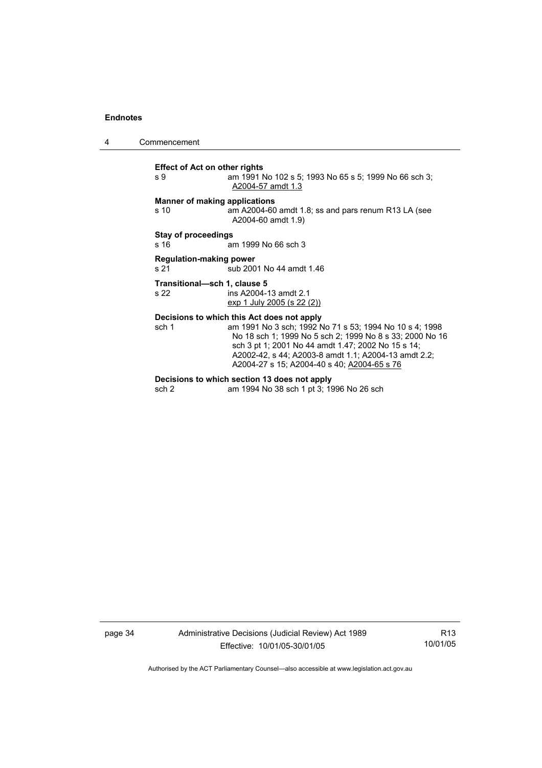**Effect of Act on other rights**

s 9 am 1991 No 102 s 5; 1993 No 65 s 5; 1999 No 66 sch 3; A2004-57 amdt 1.3

**Manner of making applications**

s 10 am A2004-60 amdt 1.8; ss and pars renum R13 LA (see A2004-60 amdt 1.9)

**Stay of proceedings**

s 16 am 1999 No 66 sch 3

**Regulation-making power**

s 21 sub 2001 No 44 amdt 1.46

**Transitional—sch 1, clause 5**

s 22 ins A2004-13 amdt 2.1
exp 1 July 2005 (s 22 (2))

**Decisions to which this Act does not apply**

sch 1 am 1991 No 3 sch; 1992 No 71 s 53; 1994 No 10 s 4; 1998 No 18 sch 1; 1999 No 5 sch 2; 1999 No 8 s 33; 2000 No 16 sch 3 pt 1; 2001 No 44 amdt 1.47; 2002 No 15 s 14; A2002-42, s 44; A2003-8 amdt 1.1; A2004-13 amdt 2.2; A2004-27 s 15; A2004-40 s 40; A2004-65 s 76

**Decisions to which section 13 does not apply**

sch 2 am 1994 No 38 sch 1 pt 3; 1996 No 26 sch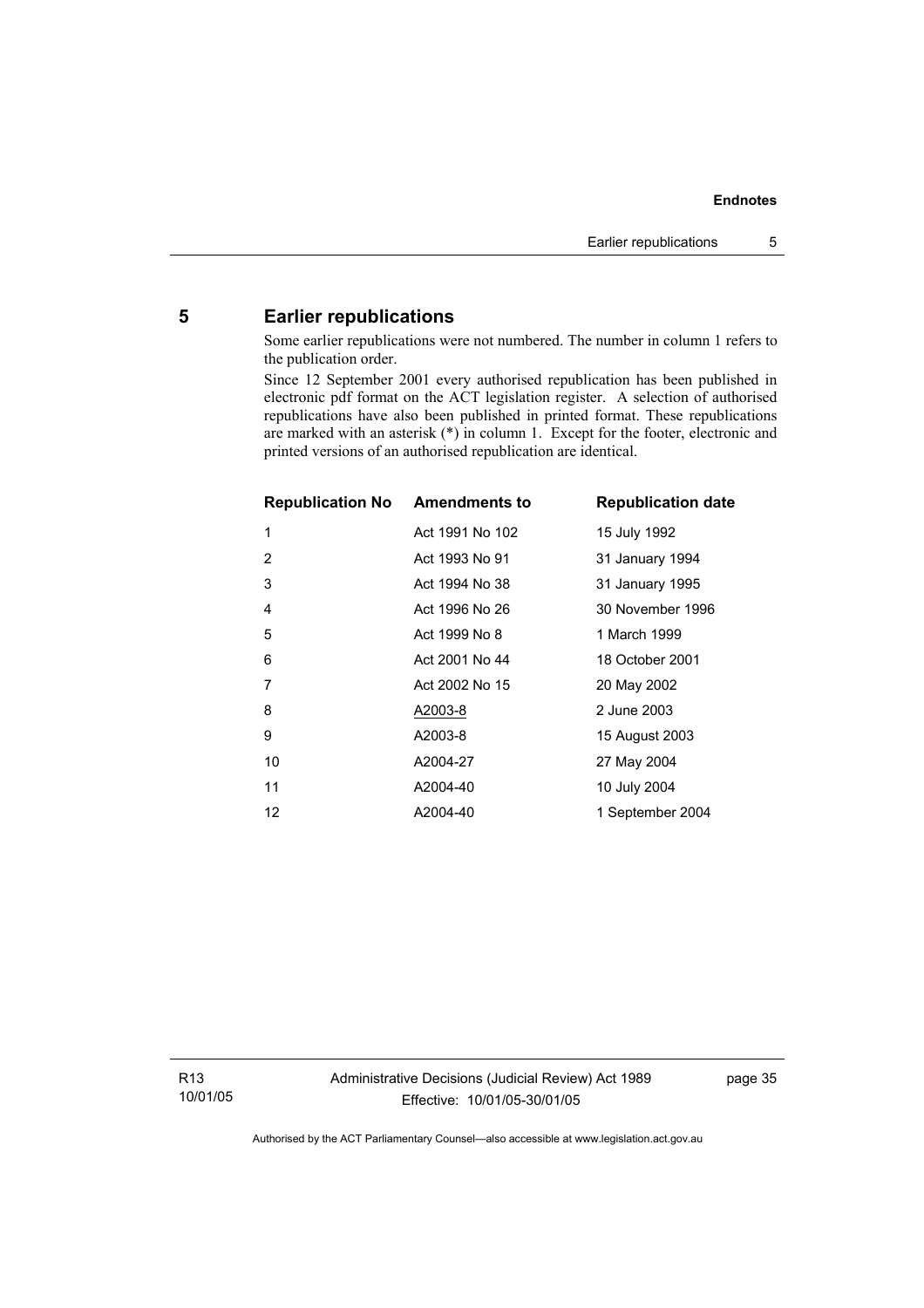## 5 Earlier republications

Some earlier republications were not numbered. The number in column 1 refers to the publication order.

Since 12 September 2001 every authorised republication has been published in electronic pdf format on the ACT legislation register. A selection of authorised republications have also been published in printed format. These republications are marked with an asterisk (*) in column 1. Except for the footer, electronic and printed versions of an authorised republication are identical.

| Republication No | Amendments to | Republication date |
|---|---|---|
| 1 | Act 1991 No 102 | 15 July 1992 |
| 2 | Act 1993 No 91 | 31 January 1994 |
| 3 | Act 1994 No 38 | 31 January 1995 |
| 4 | Act 1996 No 26 | 30 November 1996 |
| 5 | Act 1999 No 8 | 1 March 1999 |
| 6 | Act 2001 No 44 | 18 October 2001 |
| 7 | Act 2002 No 15 | 20 May 2002 |
| 8 | A2003-8 | 2 June 2003 |
| 9 | A2003-8 | 15 August 2003 |
| 10 | A2004-27 | 27 May 2004 |
| 11 | A2004-40 | 10 July 2004 |
| 12 | A2004-40 | 1 September 2004 |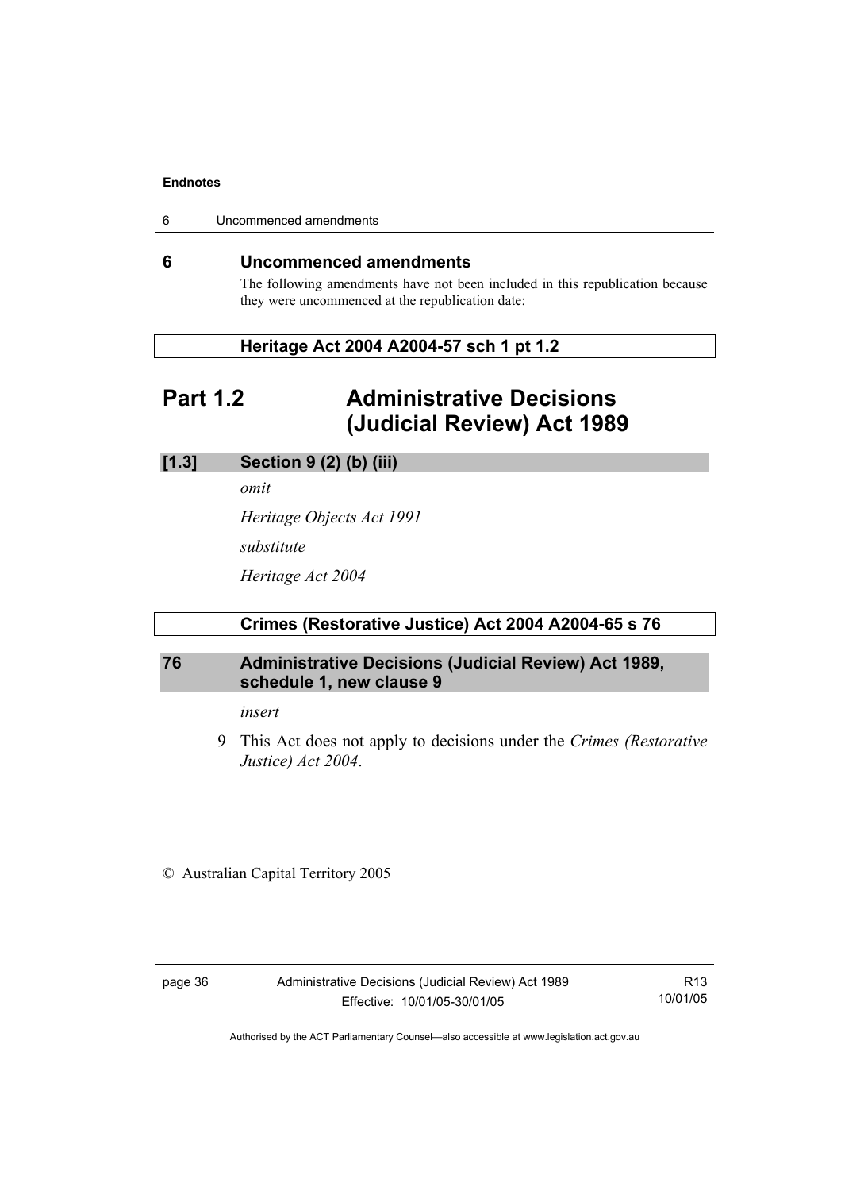## 6 Uncommenced amendments

The following amendments have not been included in this republication because they were uncommenced at the republication date:

**Heritage Act 2004 A2004-57 sch 1 pt 1.2**

# Part 1.2 Administrative Decisions (Judicial Review) Act 1989

### [1.3] Section 9 (2) (b) (iii)

*omit*

*Heritage Objects Act 1991*

*substitute*

*Heritage Act 2004*

**Crimes (Restorative Justice) Act 2004 A2004-65 s 76**

### 76 Administrative Decisions (Judicial Review) Act 1989, schedule 1, new clause 9

*insert*

9 This Act does not apply to decisions under the *Crimes (Restorative Justice) Act 2004*.

© Australian Capital Territory 2005